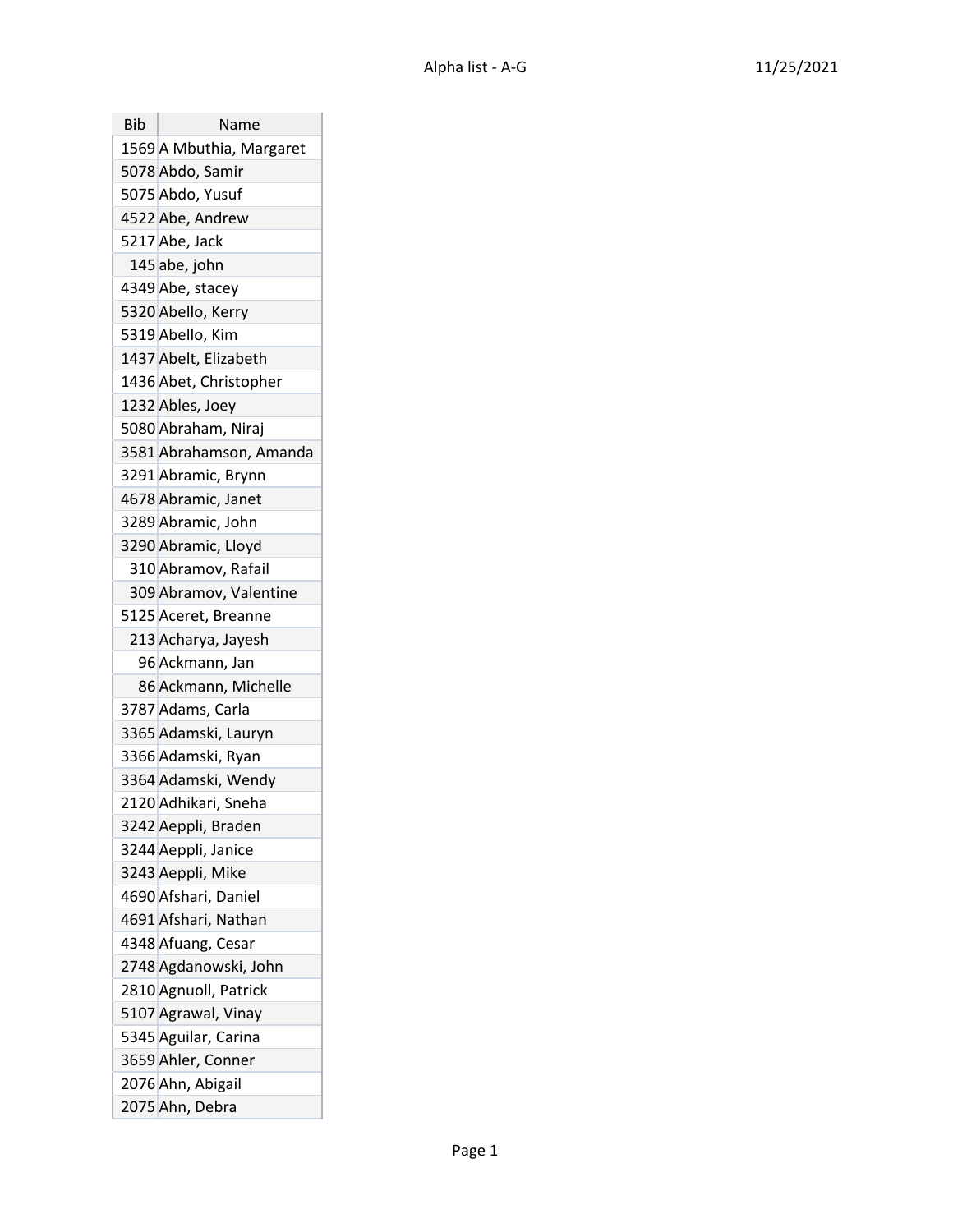| Bib | Name |
|---|---|
| 1569 | A Mbuthia, Margaret |
| 5078 | Abdo, Samir |
| 5075 | Abdo, Yusuf |
| 4522 | Abe, Andrew |
| 5217 | Abe, Jack |
| 145 | abe, john |
| 4349 | Abe, stacey |
| 5320 | Abello, Kerry |
| 5319 | Abello, Kim |
| 1437 | Abelt, Elizabeth |
| 1436 | Abet, Christopher |
| 1232 | Ables, Joey |
| 5080 | Abraham, Niraj |
| 3581 | Abrahamson, Amanda |
| 3291 | Abramic, Brynn |
| 4678 | Abramic, Janet |
| 3289 | Abramic, John |
| 3290 | Abramic, Lloyd |
| 310 | Abramov, Rafail |
| 309 | Abramov, Valentine |
| 5125 | Aceret, Breanne |
| 213 | Acharya, Jayesh |
| 96 | Ackmann, Jan |
| 86 | Ackmann, Michelle |
| 3787 | Adams, Carla |
| 3365 | Adamski, Lauryn |
| 3366 | Adamski, Ryan |
| 3364 | Adamski, Wendy |
| 2120 | Adhikari, Sneha |
| 3242 | Aeppli, Braden |
| 3244 | Aeppli, Janice |
| 3243 | Aeppli, Mike |
| 4690 | Afshari, Daniel |
| 4691 | Afshari, Nathan |
| 4348 | Afuang, Cesar |
| 2748 | Agdanowski, John |
| 2810 | Agnuoll, Patrick |
| 5107 | Agrawal, Vinay |
| 5345 | Aguilar, Carina |
| 3659 | Ahler, Conner |
| 2076 | Ahn, Abigail |
| 2075 | Ahn, Debra |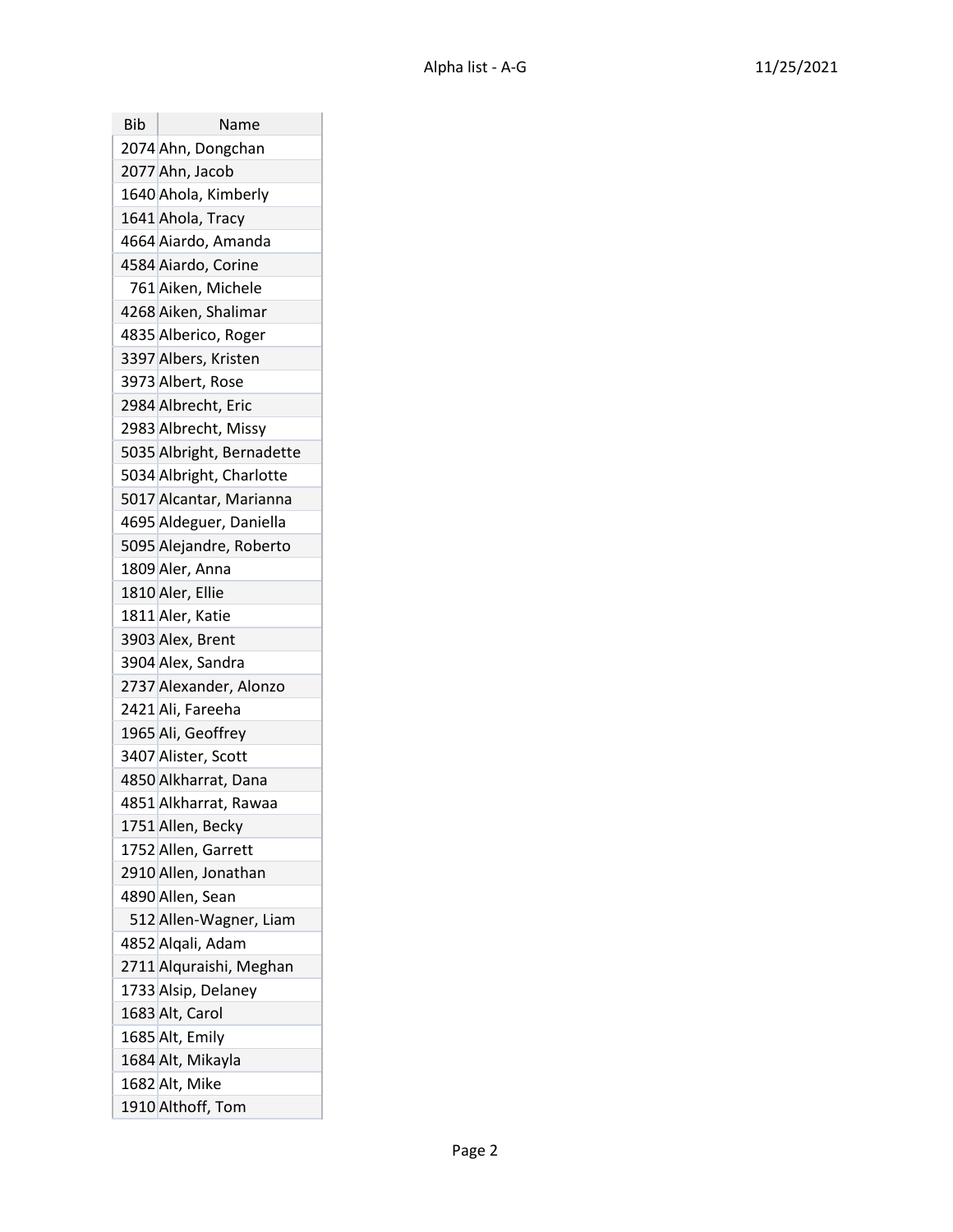| Bib | Name |
|---|---|
| 2074 | Ahn, Dongchan |
| 2077 | Ahn, Jacob |
| 1640 | Ahola, Kimberly |
| 1641 | Ahola, Tracy |
| 4664 | Aiardo, Amanda |
| 4584 | Aiardo, Corine |
| 761 | Aiken, Michele |
| 4268 | Aiken, Shalimar |
| 4835 | Alberico, Roger |
| 3397 | Albers, Kristen |
| 3973 | Albert, Rose |
| 2984 | Albrecht, Eric |
| 2983 | Albrecht, Missy |
| 5035 | Albright, Bernadette |
| 5034 | Albright, Charlotte |
| 5017 | Alcantar, Marianna |
| 4695 | Aldeguer, Daniella |
| 5095 | Alejandre, Roberto |
| 1809 | Aler, Anna |
| 1810 | Aler, Ellie |
| 1811 | Aler, Katie |
| 3903 | Alex, Brent |
| 3904 | Alex, Sandra |
| 2737 | Alexander, Alonzo |
| 2421 | Ali, Fareeha |
| 1965 | Ali, Geoffrey |
| 3407 | Alister, Scott |
| 4850 | Alkharrat, Dana |
| 4851 | Alkharrat, Rawaa |
| 1751 | Allen, Becky |
| 1752 | Allen, Garrett |
| 2910 | Allen, Jonathan |
| 4890 | Allen, Sean |
| 512 | Allen-Wagner, Liam |
| 4852 | Alqali, Adam |
| 2711 | Alquraishi, Meghan |
| 1733 | Alsip, Delaney |
| 1683 | Alt, Carol |
| 1685 | Alt, Emily |
| 1684 | Alt, Mikayla |
| 1682 | Alt, Mike |
| 1910 | Althoff, Tom |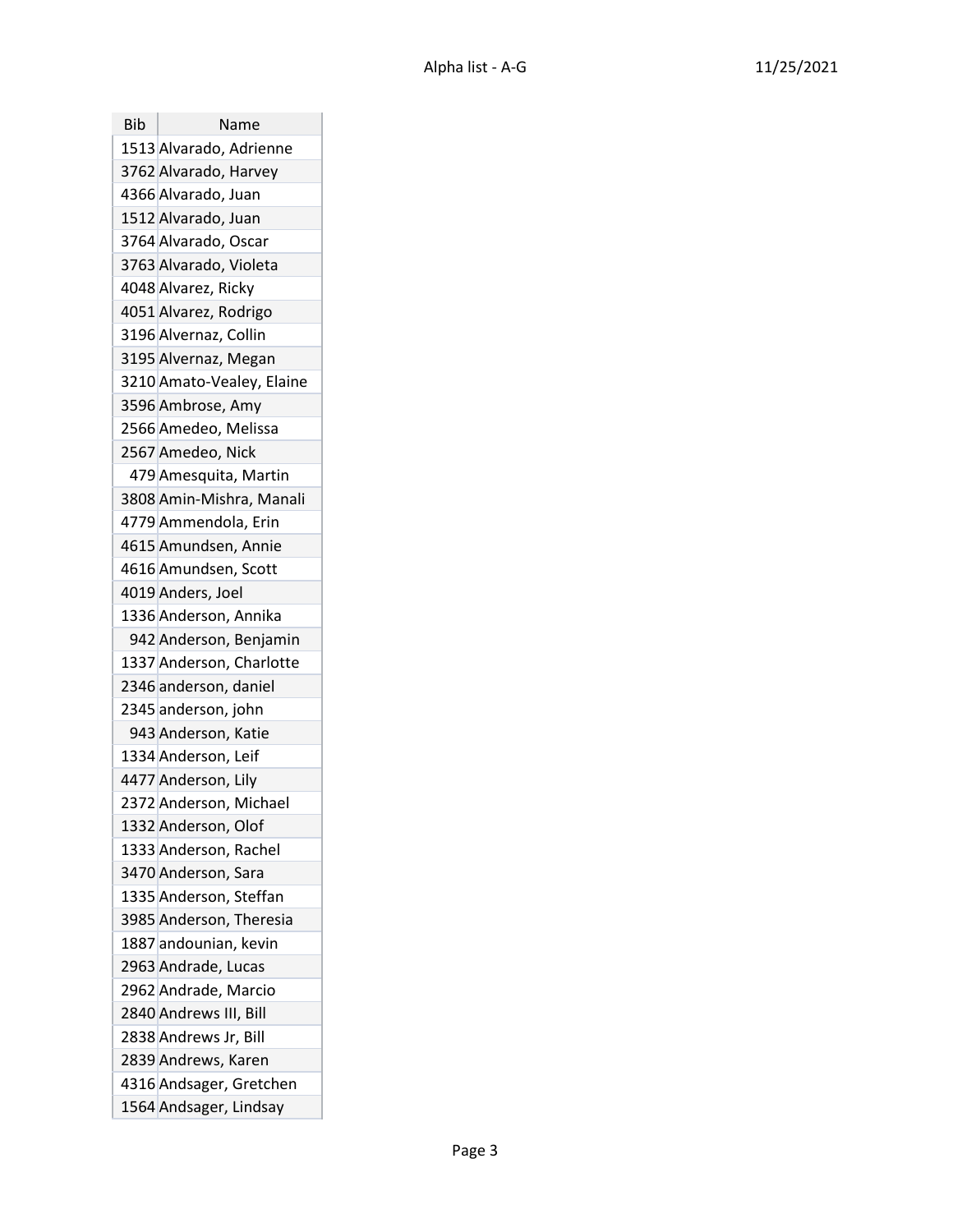| Bib | Name |
|---|---|
| 1513 | Alvarado, Adrienne |
| 3762 | Alvarado, Harvey |
| 4366 | Alvarado, Juan |
| 1512 | Alvarado, Juan |
| 3764 | Alvarado, Oscar |
| 3763 | Alvarado, Violeta |
| 4048 | Alvarez, Ricky |
| 4051 | Alvarez, Rodrigo |
| 3196 | Alvernaz, Collin |
| 3195 | Alvernaz, Megan |
| 3210 | Amato-Vealey, Elaine |
| 3596 | Ambrose, Amy |
| 2566 | Amedeo, Melissa |
| 2567 | Amedeo, Nick |
| 479 | Amesquita, Martin |
| 3808 | Amin-Mishra, Manali |
| 4779 | Ammendola, Erin |
| 4615 | Amundsen, Annie |
| 4616 | Amundsen, Scott |
| 4019 | Anders, Joel |
| 1336 | Anderson, Annika |
| 942 | Anderson, Benjamin |
| 1337 | Anderson, Charlotte |
| 2346 | anderson, daniel |
| 2345 | anderson, john |
| 943 | Anderson, Katie |
| 1334 | Anderson, Leif |
| 4477 | Anderson, Lily |
| 2372 | Anderson, Michael |
| 1332 | Anderson, Olof |
| 1333 | Anderson, Rachel |
| 3470 | Anderson, Sara |
| 1335 | Anderson, Steffan |
| 3985 | Anderson, Theresia |
| 1887 | andounian, kevin |
| 2963 | Andrade, Lucas |
| 2962 | Andrade, Marcio |
| 2840 | Andrews III, Bill |
| 2838 | Andrews Jr, Bill |
| 2839 | Andrews, Karen |
| 4316 | Andsager, Gretchen |
| 1564 | Andsager, Lindsay |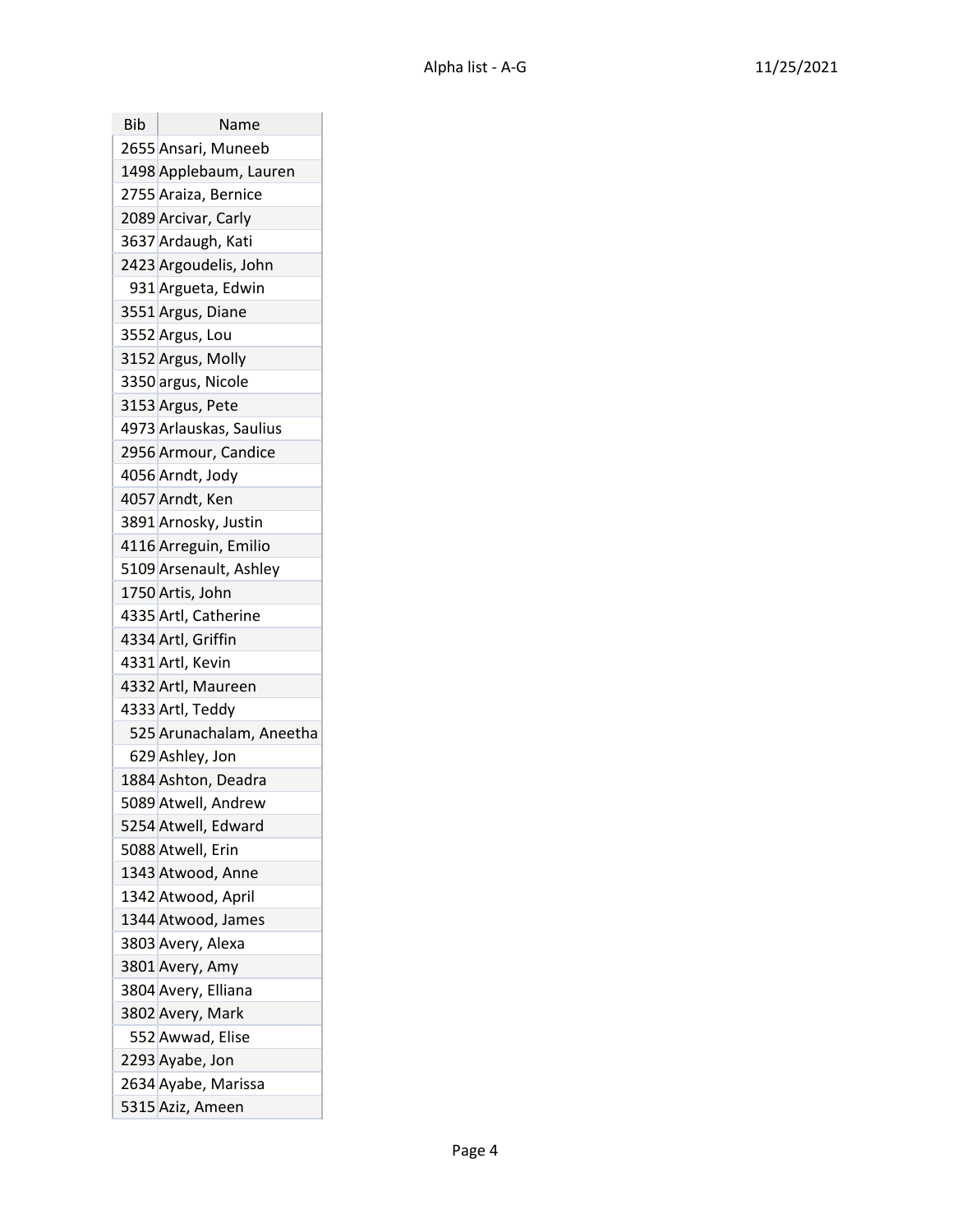| Bib | Name |
| --- | --- |
| 2655 | Ansari, Muneeb |
| 1498 | Applebaum, Lauren |
| 2755 | Araiza, Bernice |
| 2089 | Arcivar, Carly |
| 3637 | Ardaugh, Kati |
| 2423 | Argoudelis, John |
| 931 | Argueta, Edwin |
| 3551 | Argus, Diane |
| 3552 | Argus, Lou |
| 3152 | Argus, Molly |
| 3350 | argus, Nicole |
| 3153 | Argus, Pete |
| 4973 | Arlauskas, Saulius |
| 2956 | Armour, Candice |
| 4056 | Arndt, Jody |
| 4057 | Arndt, Ken |
| 3891 | Arnosky, Justin |
| 4116 | Arreguin, Emilio |
| 5109 | Arsenault, Ashley |
| 1750 | Artis, John |
| 4335 | Artl, Catherine |
| 4334 | Artl, Griffin |
| 4331 | Artl, Kevin |
| 4332 | Artl, Maureen |
| 4333 | Artl, Teddy |
| 525 | Arunachalam, Aneetha |
| 629 | Ashley, Jon |
| 1884 | Ashton, Deadra |
| 5089 | Atwell, Andrew |
| 5254 | Atwell, Edward |
| 5088 | Atwell, Erin |
| 1343 | Atwood, Anne |
| 1342 | Atwood, April |
| 1344 | Atwood, James |
| 3803 | Avery, Alexa |
| 3801 | Avery, Amy |
| 3804 | Avery, Elliana |
| 3802 | Avery, Mark |
| 552 | Awwad, Elise |
| 2293 | Ayabe, Jon |
| 2634 | Ayabe, Marissa |
| 5315 | Aziz, Ameen |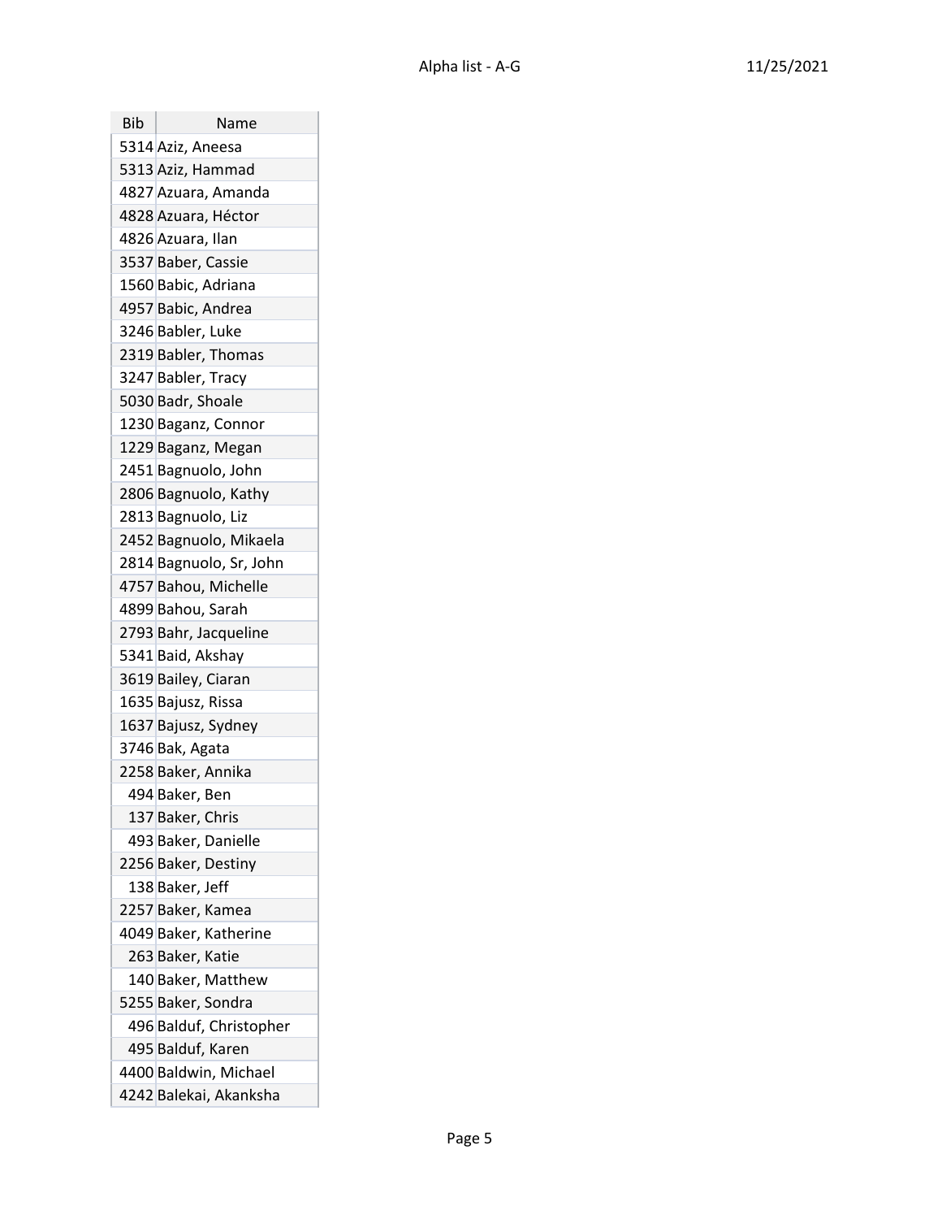| Bib | Name |
|---|---|
| 5314 | Aziz, Aneesa |
| 5313 | Aziz, Hammad |
| 4827 | Azuara, Amanda |
| 4828 | Azuara, Héctor |
| 4826 | Azuara, Ilan |
| 3537 | Baber, Cassie |
| 1560 | Babic, Adriana |
| 4957 | Babic, Andrea |
| 3246 | Babler, Luke |
| 2319 | Babler, Thomas |
| 3247 | Babler, Tracy |
| 5030 | Badr, Shoale |
| 1230 | Baganz, Connor |
| 1229 | Baganz, Megan |
| 2451 | Bagnuolo, John |
| 2806 | Bagnuolo, Kathy |
| 2813 | Bagnuolo, Liz |
| 2452 | Bagnuolo, Mikaela |
| 2814 | Bagnuolo, Sr, John |
| 4757 | Bahou, Michelle |
| 4899 | Bahou, Sarah |
| 2793 | Bahr, Jacqueline |
| 5341 | Baid, Akshay |
| 3619 | Bailey, Ciaran |
| 1635 | Bajusz, Rissa |
| 1637 | Bajusz, Sydney |
| 3746 | Bak, Agata |
| 2258 | Baker, Annika |
| 494 | Baker, Ben |
| 137 | Baker, Chris |
| 493 | Baker, Danielle |
| 2256 | Baker, Destiny |
| 138 | Baker, Jeff |
| 2257 | Baker, Kamea |
| 4049 | Baker, Katherine |
| 263 | Baker, Katie |
| 140 | Baker, Matthew |
| 5255 | Baker, Sondra |
| 496 | Balduf, Christopher |
| 495 | Balduf, Karen |
| 4400 | Baldwin, Michael |
| 4242 | Balekai, Akanksha |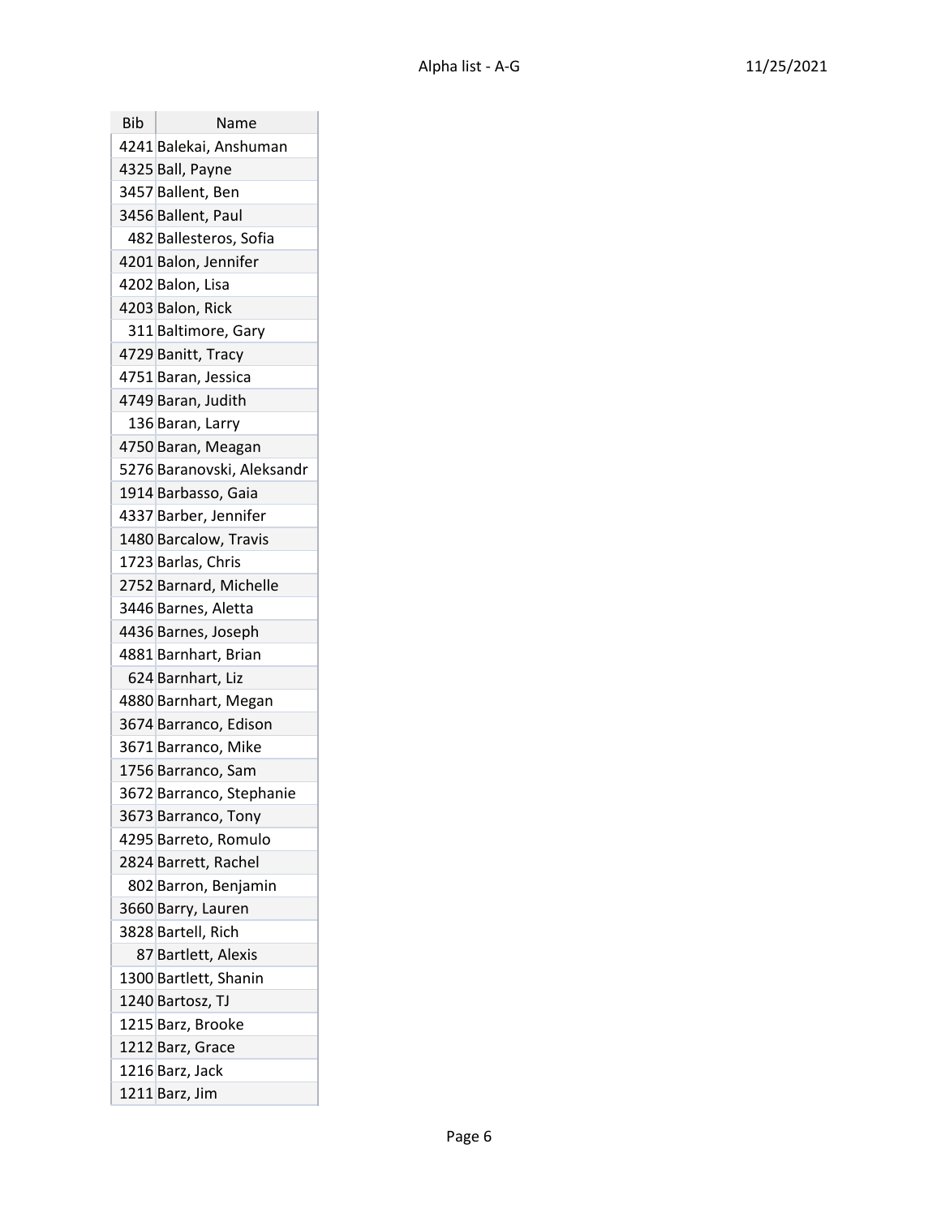| Bib | Name |
| --- | --- |
| 4241 | Balekai, Anshuman |
| 4325 | Ball, Payne |
| 3457 | Ballent, Ben |
| 3456 | Ballent, Paul |
| 482 | Ballesteros, Sofia |
| 4201 | Balon, Jennifer |
| 4202 | Balon, Lisa |
| 4203 | Balon, Rick |
| 311 | Baltimore, Gary |
| 4729 | Banitt, Tracy |
| 4751 | Baran, Jessica |
| 4749 | Baran, Judith |
| 136 | Baran, Larry |
| 4750 | Baran, Meagan |
| 5276 | Baranovski, Aleksandr |
| 1914 | Barbasso, Gaia |
| 4337 | Barber, Jennifer |
| 1480 | Barcalow, Travis |
| 1723 | Barlas, Chris |
| 2752 | Barnard, Michelle |
| 3446 | Barnes, Aletta |
| 4436 | Barnes, Joseph |
| 4881 | Barnhart, Brian |
| 624 | Barnhart, Liz |
| 4880 | Barnhart, Megan |
| 3674 | Barranco, Edison |
| 3671 | Barranco, Mike |
| 1756 | Barranco, Sam |
| 3672 | Barranco, Stephanie |
| 3673 | Barranco, Tony |
| 4295 | Barreto, Romulo |
| 2824 | Barrett, Rachel |
| 802 | Barron, Benjamin |
| 3660 | Barry, Lauren |
| 3828 | Bartell, Rich |
| 87 | Bartlett, Alexis |
| 1300 | Bartlett, Shanin |
| 1240 | Bartosz, TJ |
| 1215 | Barz, Brooke |
| 1212 | Barz, Grace |
| 1216 | Barz, Jack |
| 1211 | Barz, Jim |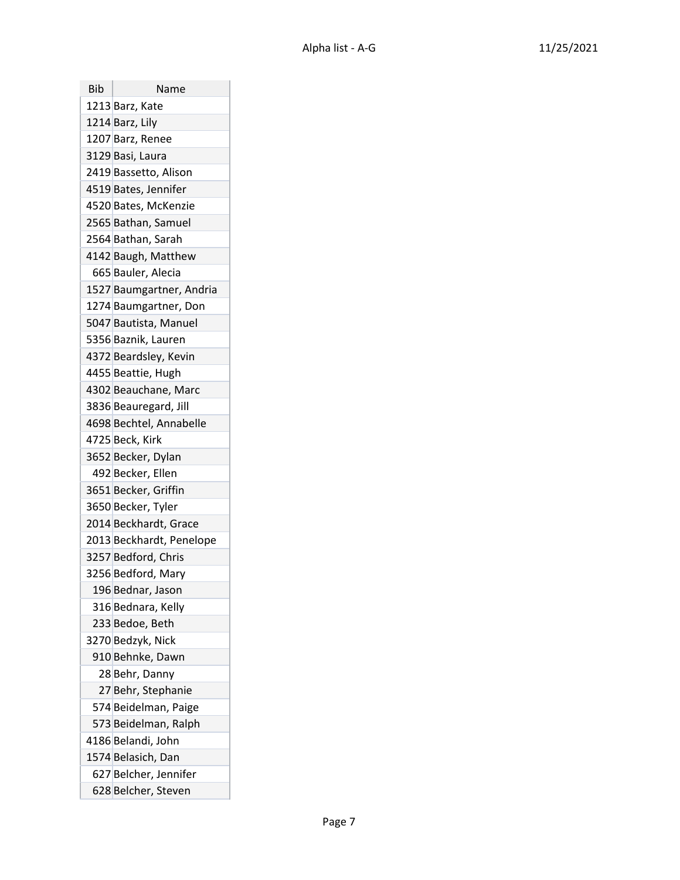| Bib | Name |
| --- | --- |
| 1213 | Barz, Kate |
| 1214 | Barz, Lily |
| 1207 | Barz, Renee |
| 3129 | Basi, Laura |
| 2419 | Bassetto, Alison |
| 4519 | Bates, Jennifer |
| 4520 | Bates, McKenzie |
| 2565 | Bathan, Samuel |
| 2564 | Bathan, Sarah |
| 4142 | Baugh, Matthew |
| 665 | Bauler, Alecia |
| 1527 | Baumgartner, Andria |
| 1274 | Baumgartner, Don |
| 5047 | Bautista, Manuel |
| 5356 | Baznik, Lauren |
| 4372 | Beardsley, Kevin |
| 4455 | Beattie, Hugh |
| 4302 | Beauchane, Marc |
| 3836 | Beauregard, Jill |
| 4698 | Bechtel, Annabelle |
| 4725 | Beck, Kirk |
| 3652 | Becker, Dylan |
| 492 | Becker, Ellen |
| 3651 | Becker, Griffin |
| 3650 | Becker, Tyler |
| 2014 | Beckhardt, Grace |
| 2013 | Beckhardt, Penelope |
| 3257 | Bedford, Chris |
| 3256 | Bedford, Mary |
| 196 | Bednar, Jason |
| 316 | Bednara, Kelly |
| 233 | Bedoe, Beth |
| 3270 | Bedzyk, Nick |
| 910 | Behnke, Dawn |
| 28 | Behr, Danny |
| 27 | Behr, Stephanie |
| 574 | Beidelman, Paige |
| 573 | Beidelman, Ralph |
| 4186 | Belandi, John |
| 1574 | Belasich, Dan |
| 627 | Belcher, Jennifer |
| 628 | Belcher, Steven |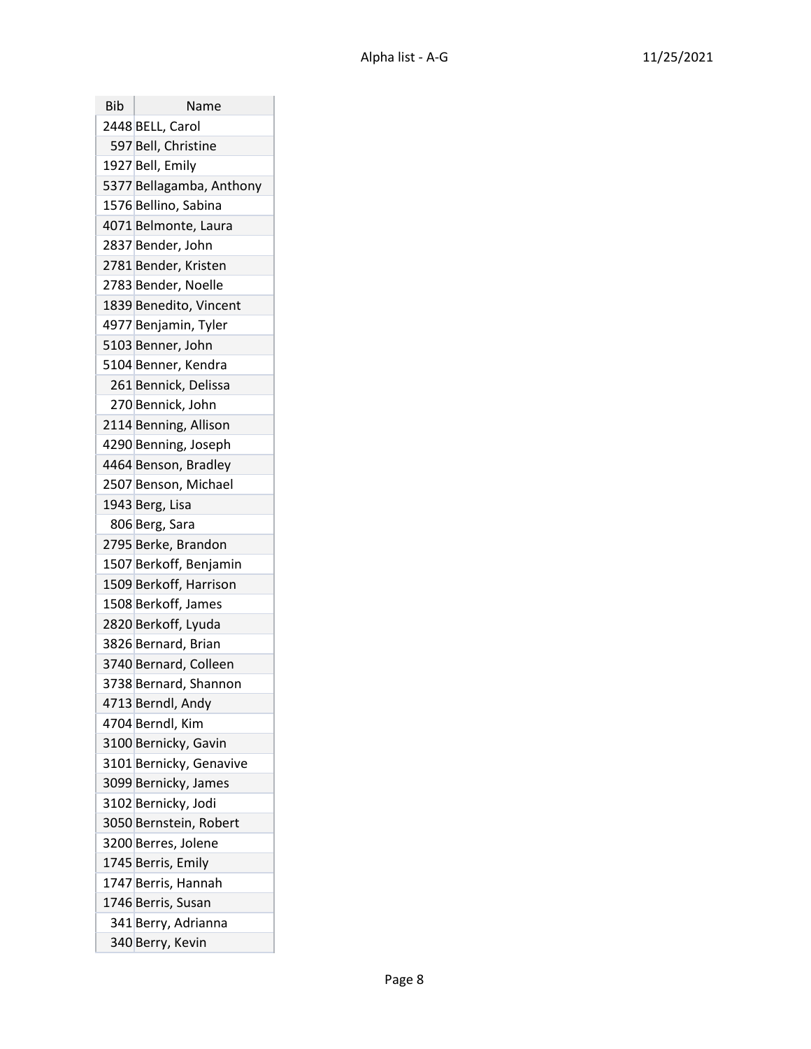| Bib | Name |
|---|---|
| 2448 | BELL, Carol |
| 597 | Bell, Christine |
| 1927 | Bell, Emily |
| 5377 | Bellagamba, Anthony |
| 1576 | Bellino, Sabina |
| 4071 | Belmonte, Laura |
| 2837 | Bender, John |
| 2781 | Bender, Kristen |
| 2783 | Bender, Noelle |
| 1839 | Benedito, Vincent |
| 4977 | Benjamin, Tyler |
| 5103 | Benner, John |
| 5104 | Benner, Kendra |
| 261 | Bennick, Delissa |
| 270 | Bennick, John |
| 2114 | Benning, Allison |
| 4290 | Benning, Joseph |
| 4464 | Benson, Bradley |
| 2507 | Benson, Michael |
| 1943 | Berg, Lisa |
| 806 | Berg, Sara |
| 2795 | Berke, Brandon |
| 1507 | Berkoff, Benjamin |
| 1509 | Berkoff, Harrison |
| 1508 | Berkoff, James |
| 2820 | Berkoff, Lyuda |
| 3826 | Bernard, Brian |
| 3740 | Bernard, Colleen |
| 3738 | Bernard, Shannon |
| 4713 | Berndl, Andy |
| 4704 | Berndl, Kim |
| 3100 | Bernicky, Gavin |
| 3101 | Bernicky, Genavive |
| 3099 | Bernicky, James |
| 3102 | Bernicky, Jodi |
| 3050 | Bernstein, Robert |
| 3200 | Berres, Jolene |
| 1745 | Berris, Emily |
| 1747 | Berris, Hannah |
| 1746 | Berris, Susan |
| 341 | Berry, Adrianna |
| 340 | Berry, Kevin |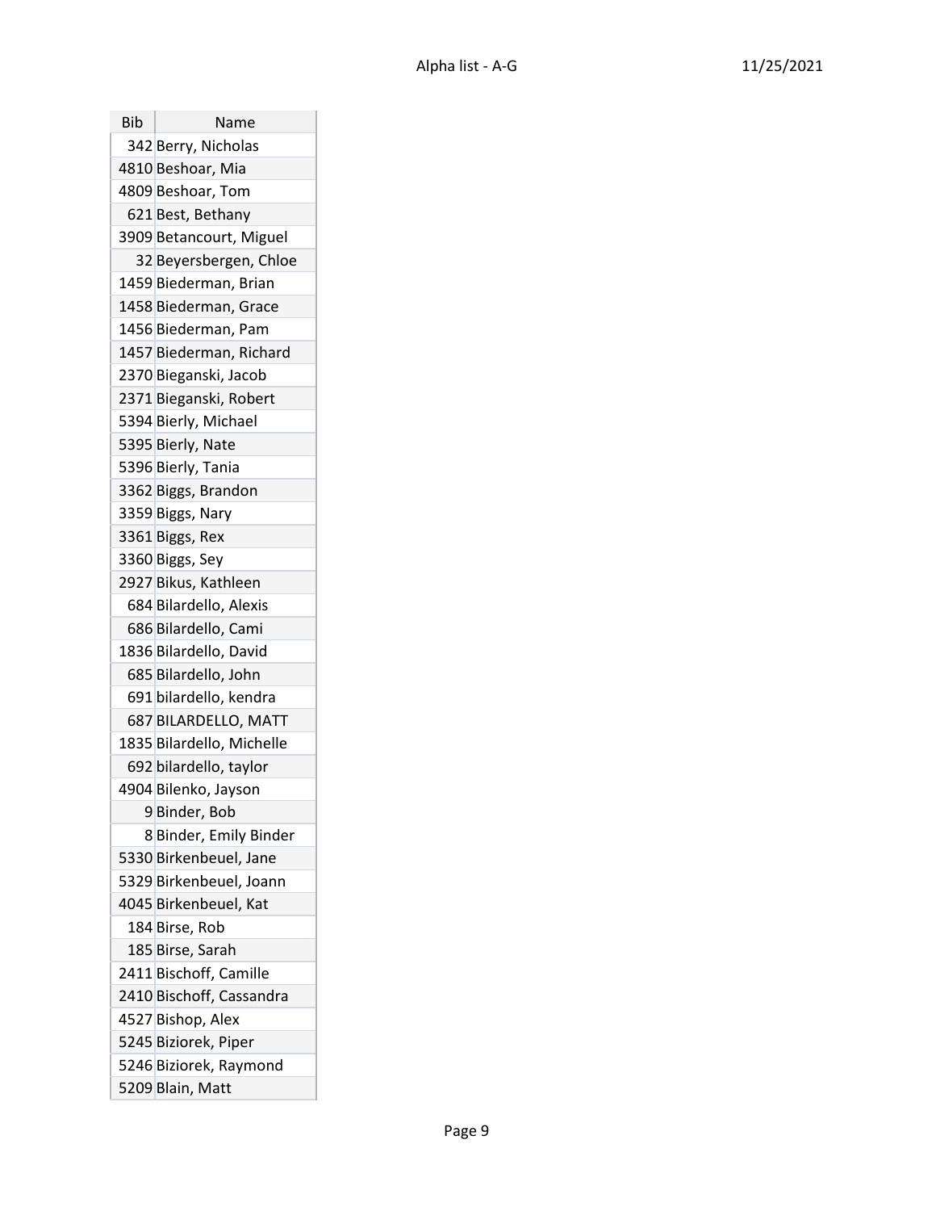| Bib | Name |
|---|---|
| 342 | Berry, Nicholas |
| 4810 | Beshoar, Mia |
| 4809 | Beshoar, Tom |
| 621 | Best, Bethany |
| 3909 | Betancourt, Miguel |
| 32 | Beyersbergen, Chloe |
| 1459 | Biederman, Brian |
| 1458 | Biederman, Grace |
| 1456 | Biederman, Pam |
| 1457 | Biederman, Richard |
| 2370 | Bieganski, Jacob |
| 2371 | Bieganski, Robert |
| 5394 | Bierly, Michael |
| 5395 | Bierly, Nate |
| 5396 | Bierly, Tania |
| 3362 | Biggs, Brandon |
| 3359 | Biggs, Nary |
| 3361 | Biggs, Rex |
| 3360 | Biggs, Sey |
| 2927 | Bikus, Kathleen |
| 684 | Bilardello, Alexis |
| 686 | Bilardello, Cami |
| 1836 | Bilardello, David |
| 685 | Bilardello, John |
| 691 | bilardello, kendra |
| 687 | BILARDELLO, MATT |
| 1835 | Bilardello, Michelle |
| 692 | bilardello, taylor |
| 4904 | Bilenko, Jayson |
| 9 | Binder, Bob |
| 8 | Binder, Emily Binder |
| 5330 | Birkenbeuel, Jane |
| 5329 | Birkenbeuel, Joann |
| 4045 | Birkenbeuel, Kat |
| 184 | Birse, Rob |
| 185 | Birse, Sarah |
| 2411 | Bischoff, Camille |
| 2410 | Bischoff, Cassandra |
| 4527 | Bishop, Alex |
| 5245 | Biziorek, Piper |
| 5246 | Biziorek, Raymond |
| 5209 | Blain, Matt |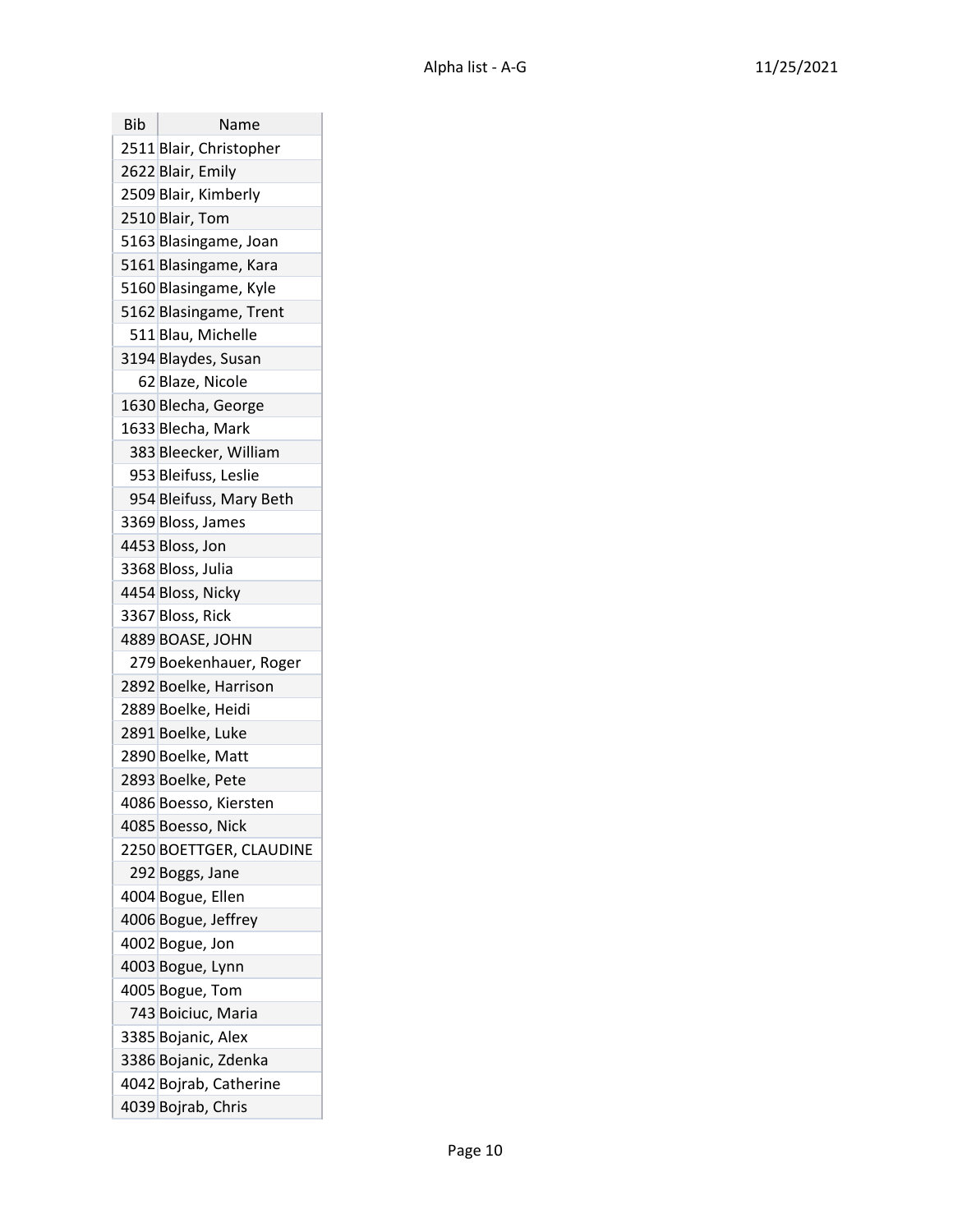| Bib | Name |
| --- | --- |
| 2511 | Blair, Christopher |
| 2622 | Blair, Emily |
| 2509 | Blair, Kimberly |
| 2510 | Blair, Tom |
| 5163 | Blasingame, Joan |
| 5161 | Blasingame, Kara |
| 5160 | Blasingame, Kyle |
| 5162 | Blasingame, Trent |
| 511 | Blau, Michelle |
| 3194 | Blaydes, Susan |
| 62 | Blaze, Nicole |
| 1630 | Blecha, George |
| 1633 | Blecha, Mark |
| 383 | Bleecker, William |
| 953 | Bleifuss, Leslie |
| 954 | Bleifuss, Mary Beth |
| 3369 | Bloss, James |
| 4453 | Bloss, Jon |
| 3368 | Bloss, Julia |
| 4454 | Bloss, Nicky |
| 3367 | Bloss, Rick |
| 4889 | BOASE, JOHN |
| 279 | Boekenhauer, Roger |
| 2892 | Boelke, Harrison |
| 2889 | Boelke, Heidi |
| 2891 | Boelke, Luke |
| 2890 | Boelke, Matt |
| 2893 | Boelke, Pete |
| 4086 | Boesso, Kiersten |
| 4085 | Boesso, Nick |
| 2250 | BOETTGER, CLAUDINE |
| 292 | Boggs, Jane |
| 4004 | Bogue, Ellen |
| 4006 | Bogue, Jeffrey |
| 4002 | Bogue, Jon |
| 4003 | Bogue, Lynn |
| 4005 | Bogue, Tom |
| 743 | Boiciuc, Maria |
| 3385 | Bojanic, Alex |
| 3386 | Bojanic, Zdenka |
| 4042 | Bojrab, Catherine |
| 4039 | Bojrab, Chris |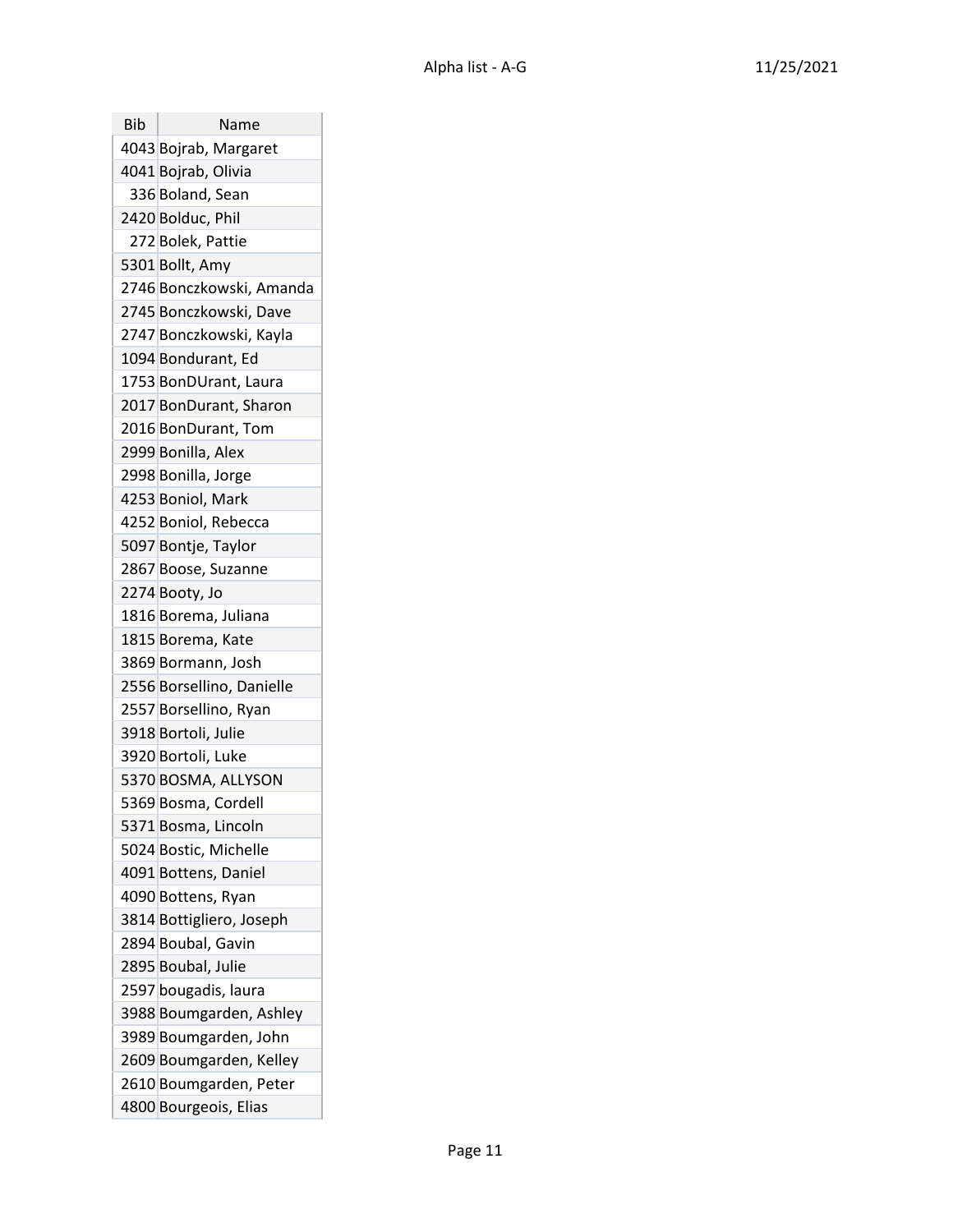| Bib | Name |
| --- | --- |
| 4043 | Bojrab, Margaret |
| 4041 | Bojrab, Olivia |
| 336 | Boland, Sean |
| 2420 | Bolduc, Phil |
| 272 | Bolek, Pattie |
| 5301 | Bollt, Amy |
| 2746 | Bonczkowski, Amanda |
| 2745 | Bonczkowski, Dave |
| 2747 | Bonczkowski, Kayla |
| 1094 | Bondurant, Ed |
| 1753 | BonDUrant, Laura |
| 2017 | BonDurant, Sharon |
| 2016 | BonDurant, Tom |
| 2999 | Bonilla, Alex |
| 2998 | Bonilla, Jorge |
| 4253 | Boniol, Mark |
| 4252 | Boniol, Rebecca |
| 5097 | Bontje, Taylor |
| 2867 | Boose, Suzanne |
| 2274 | Booty, Jo |
| 1816 | Borema, Juliana |
| 1815 | Borema, Kate |
| 3869 | Bormann, Josh |
| 2556 | Borsellino, Danielle |
| 2557 | Borsellino, Ryan |
| 3918 | Bortoli, Julie |
| 3920 | Bortoli, Luke |
| 5370 | BOSMA, ALLYSON |
| 5369 | Bosma, Cordell |
| 5371 | Bosma, Lincoln |
| 5024 | Bostic, Michelle |
| 4091 | Bottens, Daniel |
| 4090 | Bottens, Ryan |
| 3814 | Bottigliero, Joseph |
| 2894 | Boubal, Gavin |
| 2895 | Boubal, Julie |
| 2597 | bougadis, laura |
| 3988 | Boumgarden, Ashley |
| 3989 | Boumgarden, John |
| 2609 | Boumgarden, Kelley |
| 2610 | Boumgarden, Peter |
| 4800 | Bourgeois, Elias |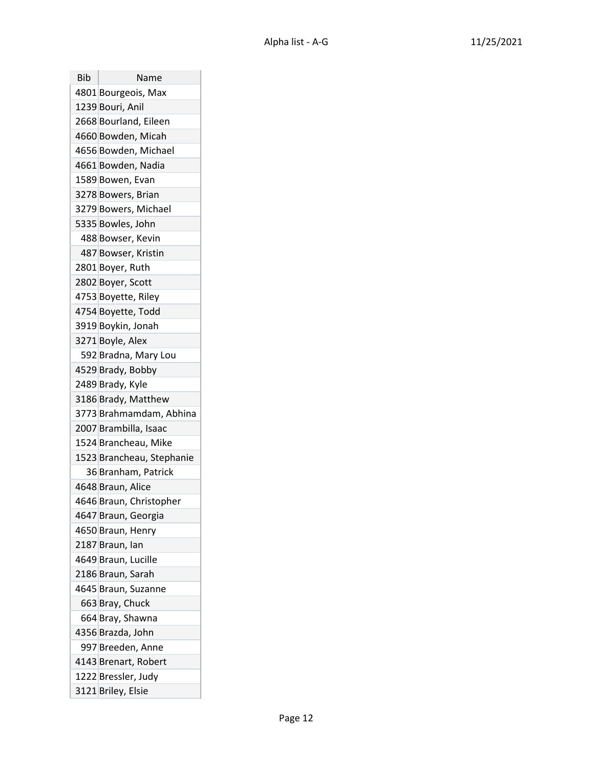| Bib | Name |
|---|---|
| 4801 | Bourgeois, Max |
| 1239 | Bouri, Anil |
| 2668 | Bourland, Eileen |
| 4660 | Bowden, Micah |
| 4656 | Bowden, Michael |
| 4661 | Bowden, Nadia |
| 1589 | Bowen, Evan |
| 3278 | Bowers, Brian |
| 3279 | Bowers, Michael |
| 5335 | Bowles, John |
| 488 | Bowser, Kevin |
| 487 | Bowser, Kristin |
| 2801 | Boyer, Ruth |
| 2802 | Boyer, Scott |
| 4753 | Boyette, Riley |
| 4754 | Boyette, Todd |
| 3919 | Boykin, Jonah |
| 3271 | Boyle, Alex |
| 592 | Bradna, Mary Lou |
| 4529 | Brady, Bobby |
| 2489 | Brady, Kyle |
| 3186 | Brady, Matthew |
| 3773 | Brahmamdam, Abhina |
| 2007 | Brambilla, Isaac |
| 1524 | Brancheau, Mike |
| 1523 | Brancheau, Stephanie |
| 36 | Branham, Patrick |
| 4648 | Braun, Alice |
| 4646 | Braun, Christopher |
| 4647 | Braun, Georgia |
| 4650 | Braun, Henry |
| 2187 | Braun, Ian |
| 4649 | Braun, Lucille |
| 2186 | Braun, Sarah |
| 4645 | Braun, Suzanne |
| 663 | Bray, Chuck |
| 664 | Bray, Shawna |
| 4356 | Brazda, John |
| 997 | Breeden, Anne |
| 4143 | Brenart, Robert |
| 1222 | Bressler, Judy |
| 3121 | Briley, Elsie |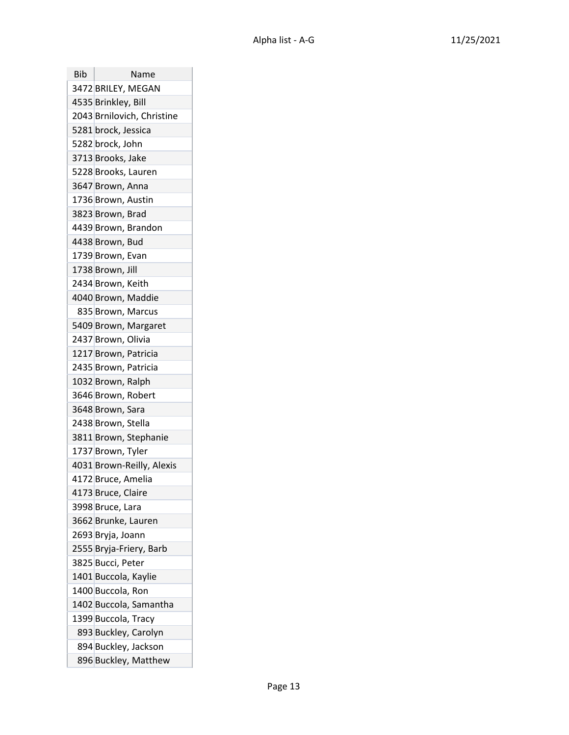| Bib | Name |
|---|---|
| 3472 | BRILEY, MEGAN |
| 4535 | Brinkley, Bill |
| 2043 | Brnilovich, Christine |
| 5281 | brock, Jessica |
| 5282 | brock, John |
| 3713 | Brooks, Jake |
| 5228 | Brooks, Lauren |
| 3647 | Brown, Anna |
| 1736 | Brown, Austin |
| 3823 | Brown, Brad |
| 4439 | Brown, Brandon |
| 4438 | Brown, Bud |
| 1739 | Brown, Evan |
| 1738 | Brown, Jill |
| 2434 | Brown, Keith |
| 4040 | Brown, Maddie |
| 835 | Brown, Marcus |
| 5409 | Brown, Margaret |
| 2437 | Brown, Olivia |
| 1217 | Brown, Patricia |
| 2435 | Brown, Patricia |
| 1032 | Brown, Ralph |
| 3646 | Brown, Robert |
| 3648 | Brown, Sara |
| 2438 | Brown, Stella |
| 3811 | Brown, Stephanie |
| 1737 | Brown, Tyler |
| 4031 | Brown-Reilly, Alexis |
| 4172 | Bruce, Amelia |
| 4173 | Bruce, Claire |
| 3998 | Bruce, Lara |
| 3662 | Brunke, Lauren |
| 2693 | Bryja, Joann |
| 2555 | Bryja-Friery, Barb |
| 3825 | Bucci, Peter |
| 1401 | Buccola, Kaylie |
| 1400 | Buccola, Ron |
| 1402 | Buccola, Samantha |
| 1399 | Buccola, Tracy |
| 893 | Buckley, Carolyn |
| 894 | Buckley, Jackson |
| 896 | Buckley, Matthew |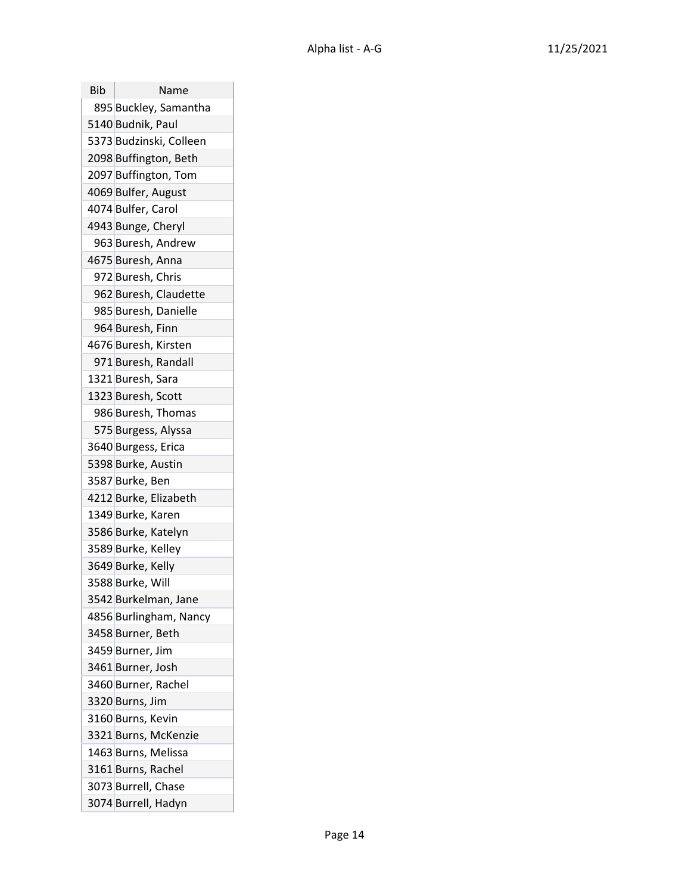| Bib | Name |
|---|---|
| 895 | Buckley, Samantha |
| 5140 | Budnik, Paul |
| 5373 | Budzinski, Colleen |
| 2098 | Buffington, Beth |
| 2097 | Buffington, Tom |
| 4069 | Bulfer, August |
| 4074 | Bulfer, Carol |
| 4943 | Bunge, Cheryl |
| 963 | Buresh, Andrew |
| 4675 | Buresh, Anna |
| 972 | Buresh, Chris |
| 962 | Buresh, Claudette |
| 985 | Buresh, Danielle |
| 964 | Buresh, Finn |
| 4676 | Buresh, Kirsten |
| 971 | Buresh, Randall |
| 1321 | Buresh, Sara |
| 1323 | Buresh, Scott |
| 986 | Buresh, Thomas |
| 575 | Burgess, Alyssa |
| 3640 | Burgess, Erica |
| 5398 | Burke, Austin |
| 3587 | Burke, Ben |
| 4212 | Burke, Elizabeth |
| 1349 | Burke, Karen |
| 3586 | Burke, Katelyn |
| 3589 | Burke, Kelley |
| 3649 | Burke, Kelly |
| 3588 | Burke, Will |
| 3542 | Burkelman, Jane |
| 4856 | Burlingham, Nancy |
| 3458 | Burner, Beth |
| 3459 | Burner, Jim |
| 3461 | Burner, Josh |
| 3460 | Burner, Rachel |
| 3320 | Burns, Jim |
| 3160 | Burns, Kevin |
| 3321 | Burns, McKenzie |
| 1463 | Burns, Melissa |
| 3161 | Burns, Rachel |
| 3073 | Burrell, Chase |
| 3074 | Burrell, Hadyn |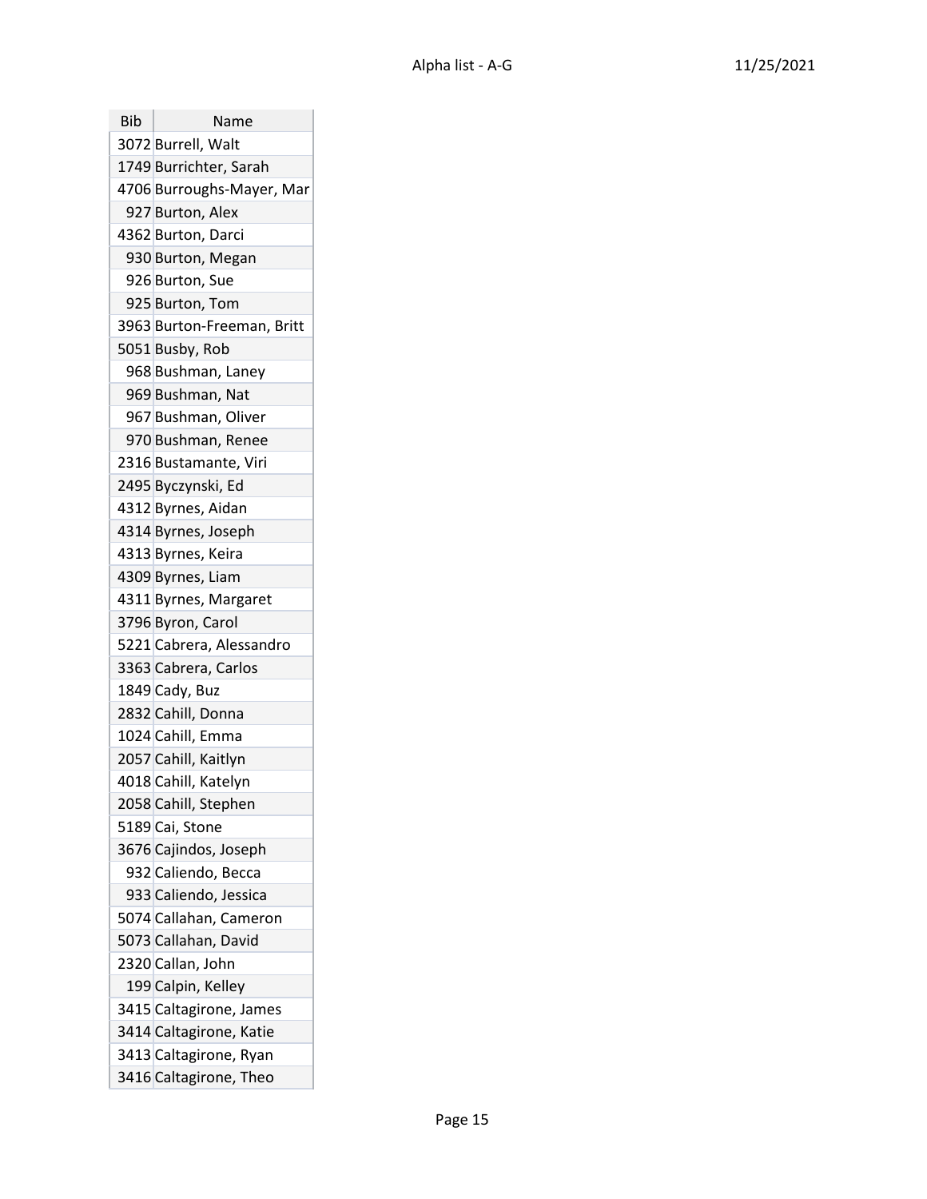| Bib | Name |
|---|---|
| 3072 | Burrell, Walt |
| 1749 | Burrichter, Sarah |
| 4706 | Burroughs-Mayer, Mar |
| 927 | Burton, Alex |
| 4362 | Burton, Darci |
| 930 | Burton, Megan |
| 926 | Burton, Sue |
| 925 | Burton, Tom |
| 3963 | Burton-Freeman, Britt |
| 5051 | Busby, Rob |
| 968 | Bushman, Laney |
| 969 | Bushman, Nat |
| 967 | Bushman, Oliver |
| 970 | Bushman, Renee |
| 2316 | Bustamante, Viri |
| 2495 | Byczynski, Ed |
| 4312 | Byrnes, Aidan |
| 4314 | Byrnes, Joseph |
| 4313 | Byrnes, Keira |
| 4309 | Byrnes, Liam |
| 4311 | Byrnes, Margaret |
| 3796 | Byron, Carol |
| 5221 | Cabrera, Alessandro |
| 3363 | Cabrera, Carlos |
| 1849 | Cady, Buz |
| 2832 | Cahill, Donna |
| 1024 | Cahill, Emma |
| 2057 | Cahill, Kaitlyn |
| 4018 | Cahill, Katelyn |
| 2058 | Cahill, Stephen |
| 5189 | Cai, Stone |
| 3676 | Cajindos, Joseph |
| 932 | Caliendo, Becca |
| 933 | Caliendo, Jessica |
| 5074 | Callahan, Cameron |
| 5073 | Callahan, David |
| 2320 | Callan, John |
| 199 | Calpin, Kelley |
| 3415 | Caltagirone, James |
| 3414 | Caltagirone, Katie |
| 3413 | Caltagirone, Ryan |
| 3416 | Caltagirone, Theo |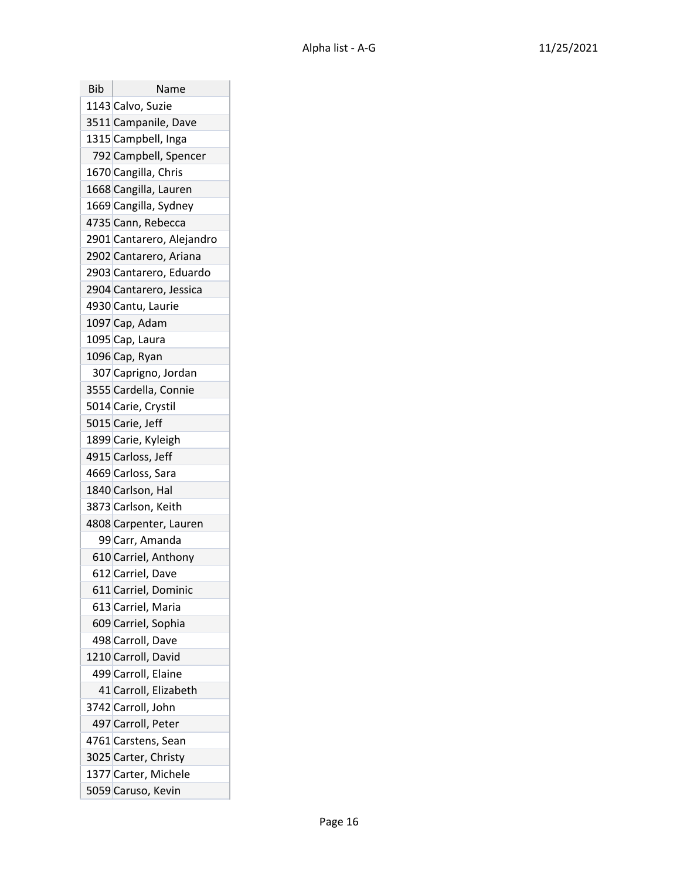| Bib | Name |
| --- | --- |
| 1143 | Calvo, Suzie |
| 3511 | Campanile, Dave |
| 1315 | Campbell, Inga |
| 792 | Campbell, Spencer |
| 1670 | Cangilla, Chris |
| 1668 | Cangilla, Lauren |
| 1669 | Cangilla, Sydney |
| 4735 | Cann, Rebecca |
| 2901 | Cantarero, Alejandro |
| 2902 | Cantarero, Ariana |
| 2903 | Cantarero, Eduardo |
| 2904 | Cantarero, Jessica |
| 4930 | Cantu, Laurie |
| 1097 | Cap, Adam |
| 1095 | Cap, Laura |
| 1096 | Cap, Ryan |
| 307 | Caprigno, Jordan |
| 3555 | Cardella, Connie |
| 5014 | Carie, Crystil |
| 5015 | Carie, Jeff |
| 1899 | Carie, Kyleigh |
| 4915 | Carloss, Jeff |
| 4669 | Carloss, Sara |
| 1840 | Carlson, Hal |
| 3873 | Carlson, Keith |
| 4808 | Carpenter, Lauren |
| 99 | Carr, Amanda |
| 610 | Carriel, Anthony |
| 612 | Carriel, Dave |
| 611 | Carriel, Dominic |
| 613 | Carriel, Maria |
| 609 | Carriel, Sophia |
| 498 | Carroll, Dave |
| 1210 | Carroll, David |
| 499 | Carroll, Elaine |
| 41 | Carroll, Elizabeth |
| 3742 | Carroll, John |
| 497 | Carroll, Peter |
| 4761 | Carstens, Sean |
| 3025 | Carter, Christy |
| 1377 | Carter, Michele |
| 5059 | Caruso, Kevin |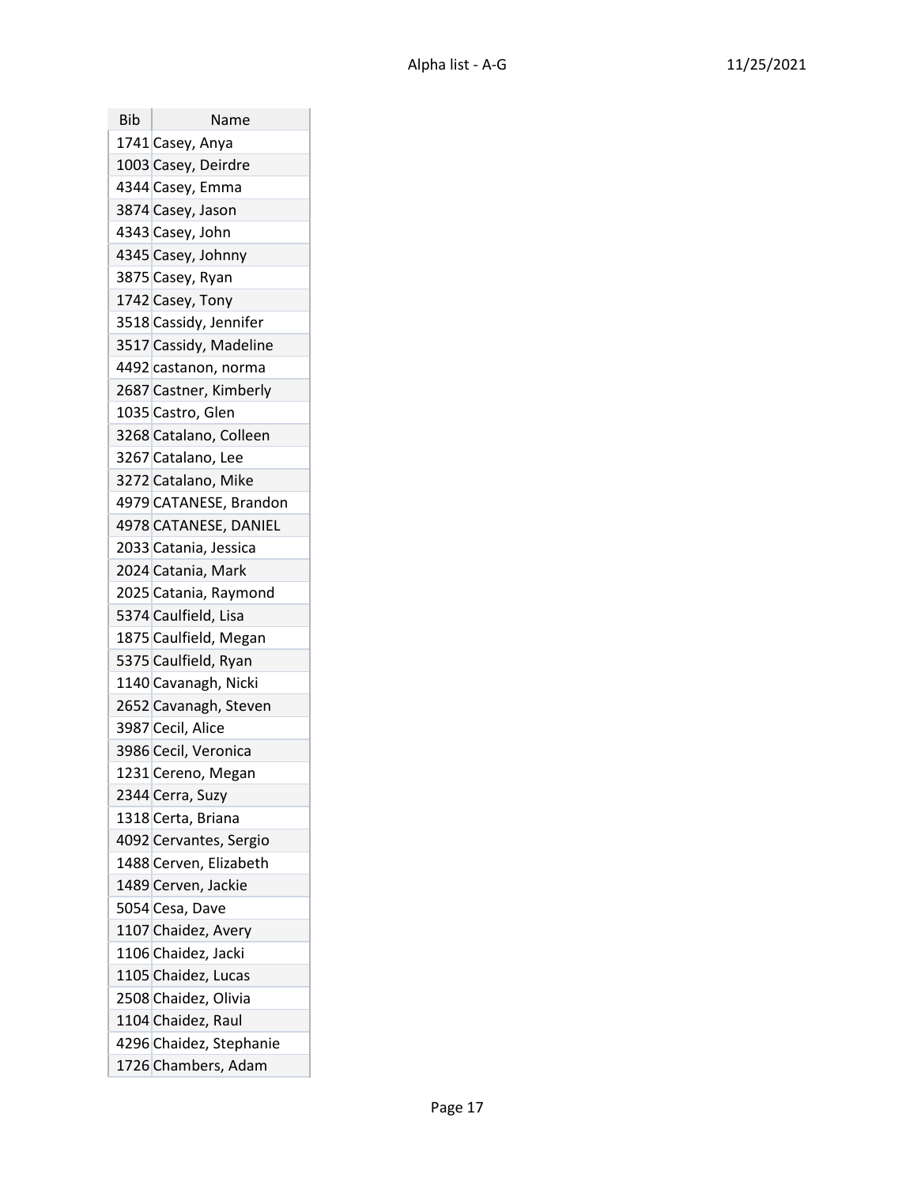| Bib | Name |
| --- | --- |
| 1741 | Casey, Anya |
| 1003 | Casey, Deirdre |
| 4344 | Casey, Emma |
| 3874 | Casey, Jason |
| 4343 | Casey, John |
| 4345 | Casey, Johnny |
| 3875 | Casey, Ryan |
| 1742 | Casey, Tony |
| 3518 | Cassidy, Jennifer |
| 3517 | Cassidy, Madeline |
| 4492 | castanon, norma |
| 2687 | Castner, Kimberly |
| 1035 | Castro, Glen |
| 3268 | Catalano, Colleen |
| 3267 | Catalano, Lee |
| 3272 | Catalano, Mike |
| 4979 | CATANESE, Brandon |
| 4978 | CATANESE, DANIEL |
| 2033 | Catania, Jessica |
| 2024 | Catania, Mark |
| 2025 | Catania, Raymond |
| 5374 | Caulfield, Lisa |
| 1875 | Caulfield, Megan |
| 5375 | Caulfield, Ryan |
| 1140 | Cavanagh, Nicki |
| 2652 | Cavanagh, Steven |
| 3987 | Cecil, Alice |
| 3986 | Cecil, Veronica |
| 1231 | Cereno, Megan |
| 2344 | Cerra, Suzy |
| 1318 | Certa, Briana |
| 4092 | Cervantes, Sergio |
| 1488 | Cerven, Elizabeth |
| 1489 | Cerven, Jackie |
| 5054 | Cesa, Dave |
| 1107 | Chaidez, Avery |
| 1106 | Chaidez, Jacki |
| 1105 | Chaidez, Lucas |
| 2508 | Chaidez, Olivia |
| 1104 | Chaidez, Raul |
| 4296 | Chaidez, Stephanie |
| 1726 | Chambers, Adam |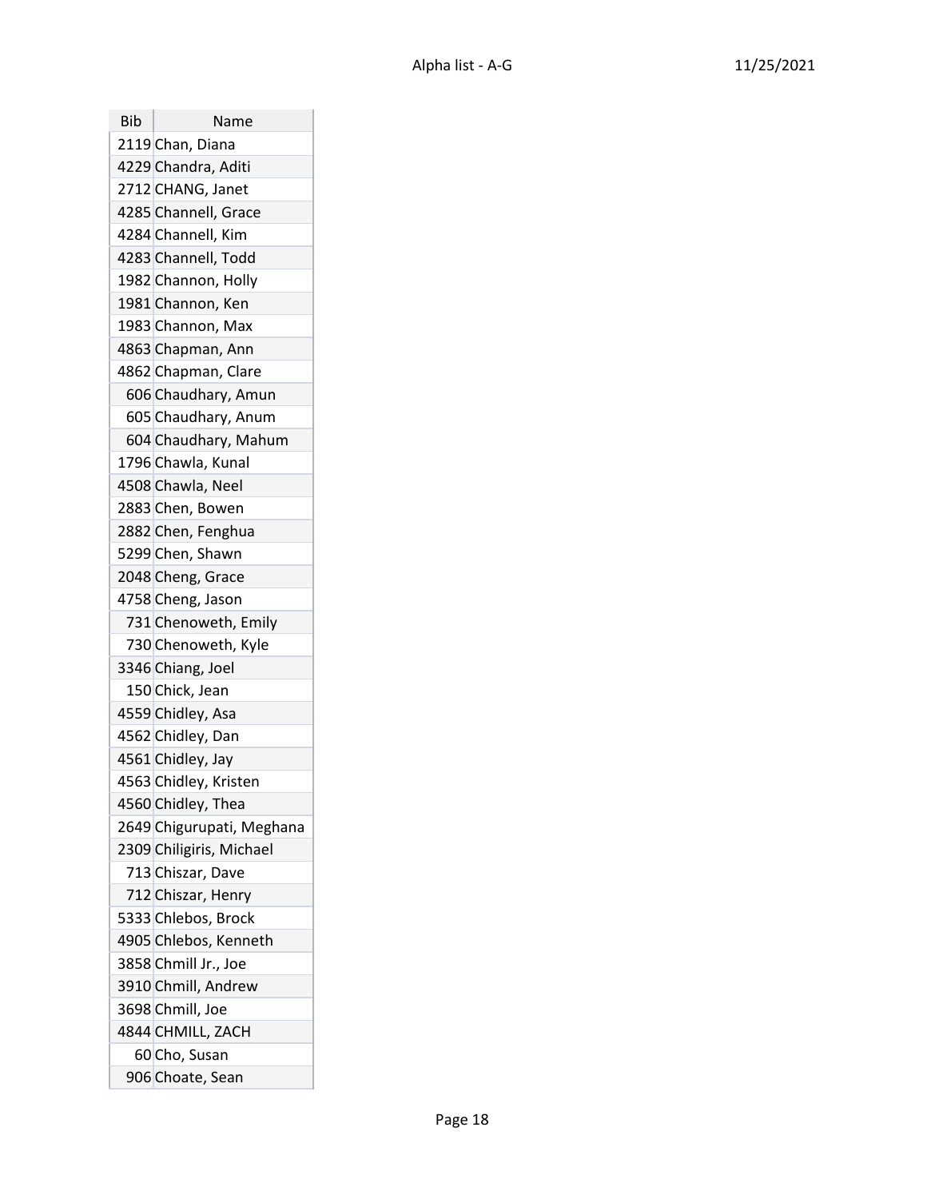| Bib | Name |
|---|---|
| 2119 | Chan, Diana |
| 4229 | Chandra, Aditi |
| 2712 | CHANG, Janet |
| 4285 | Channell, Grace |
| 4284 | Channell, Kim |
| 4283 | Channell, Todd |
| 1982 | Channon, Holly |
| 1981 | Channon, Ken |
| 1983 | Channon, Max |
| 4863 | Chapman, Ann |
| 4862 | Chapman, Clare |
| 606 | Chaudhary, Amun |
| 605 | Chaudhary, Anum |
| 604 | Chaudhary, Mahum |
| 1796 | Chawla, Kunal |
| 4508 | Chawla, Neel |
| 2883 | Chen, Bowen |
| 2882 | Chen, Fenghua |
| 5299 | Chen, Shawn |
| 2048 | Cheng, Grace |
| 4758 | Cheng, Jason |
| 731 | Chenoweth, Emily |
| 730 | Chenoweth, Kyle |
| 3346 | Chiang, Joel |
| 150 | Chick, Jean |
| 4559 | Chidley, Asa |
| 4562 | Chidley, Dan |
| 4561 | Chidley, Jay |
| 4563 | Chidley, Kristen |
| 4560 | Chidley, Thea |
| 2649 | Chigurupati, Meghana |
| 2309 | Chiligiris, Michael |
| 713 | Chiszar, Dave |
| 712 | Chiszar, Henry |
| 5333 | Chlebos, Brock |
| 4905 | Chlebos, Kenneth |
| 3858 | Chmill Jr., Joe |
| 3910 | Chmill, Andrew |
| 3698 | Chmill, Joe |
| 4844 | CHMILL, ZACH |
| 60 | Cho, Susan |
| 906 | Choate, Sean |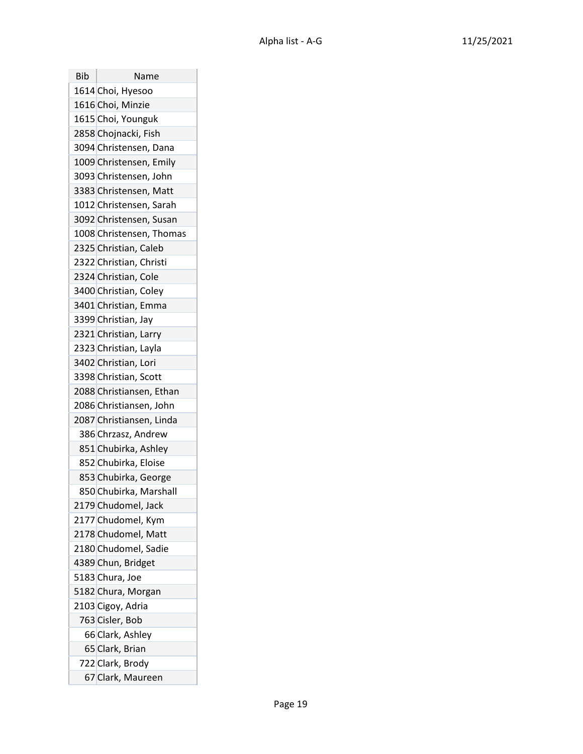| Bib | Name |
| --- | --- |
| 1614 | Choi, Hyesoo |
| 1616 | Choi, Minzie |
| 1615 | Choi, Younguk |
| 2858 | Chojnacki, Fish |
| 3094 | Christensen, Dana |
| 1009 | Christensen, Emily |
| 3093 | Christensen, John |
| 3383 | Christensen, Matt |
| 1012 | Christensen, Sarah |
| 3092 | Christensen, Susan |
| 1008 | Christensen, Thomas |
| 2325 | Christian, Caleb |
| 2322 | Christian, Christi |
| 2324 | Christian, Cole |
| 3400 | Christian, Coley |
| 3401 | Christian, Emma |
| 3399 | Christian, Jay |
| 2321 | Christian, Larry |
| 2323 | Christian, Layla |
| 3402 | Christian, Lori |
| 3398 | Christian, Scott |
| 2088 | Christiansen, Ethan |
| 2086 | Christiansen, John |
| 2087 | Christiansen, Linda |
| 386 | Chrzasz, Andrew |
| 851 | Chubirka, Ashley |
| 852 | Chubirka, Eloise |
| 853 | Chubirka, George |
| 850 | Chubirka, Marshall |
| 2179 | Chudomel, Jack |
| 2177 | Chudomel, Kym |
| 2178 | Chudomel, Matt |
| 2180 | Chudomel, Sadie |
| 4389 | Chun, Bridget |
| 5183 | Chura, Joe |
| 5182 | Chura, Morgan |
| 2103 | Cigoy, Adria |
| 763 | Cisler, Bob |
| 66 | Clark, Ashley |
| 65 | Clark, Brian |
| 722 | Clark, Brody |
| 67 | Clark, Maureen |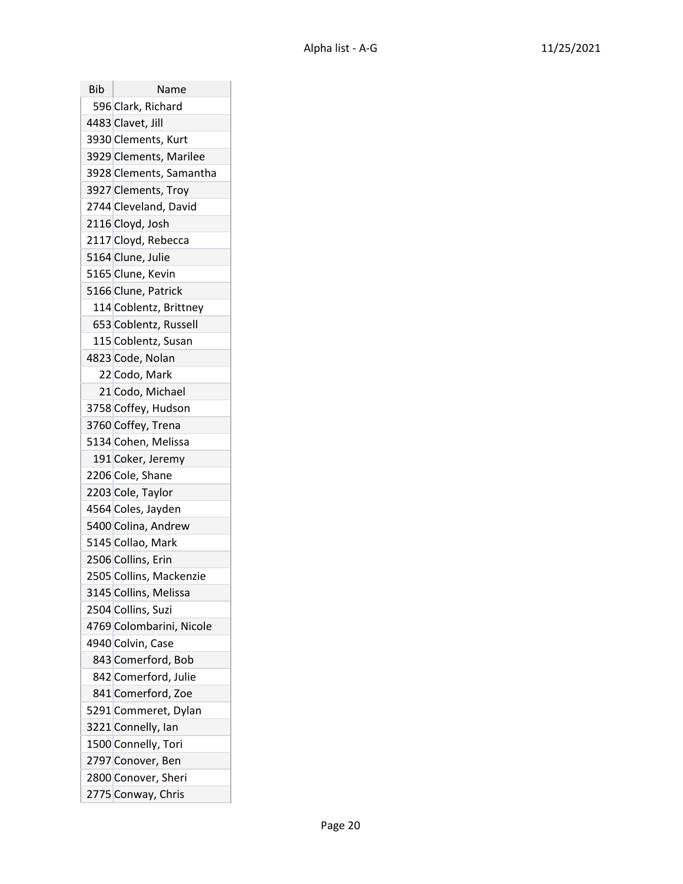| Bib | Name |
| --- | --- |
| 596 | Clark, Richard |
| 4483 | Clavet, Jill |
| 3930 | Clements, Kurt |
| 3929 | Clements, Marilee |
| 3928 | Clements, Samantha |
| 3927 | Clements, Troy |
| 2744 | Cleveland, David |
| 2116 | Cloyd, Josh |
| 2117 | Cloyd, Rebecca |
| 5164 | Clune, Julie |
| 5165 | Clune, Kevin |
| 5166 | Clune, Patrick |
| 114 | Coblentz, Brittney |
| 653 | Coblentz, Russell |
| 115 | Coblentz, Susan |
| 4823 | Code, Nolan |
| 22 | Codo, Mark |
| 21 | Codo, Michael |
| 3758 | Coffey, Hudson |
| 3760 | Coffey, Trena |
| 5134 | Cohen, Melissa |
| 191 | Coker, Jeremy |
| 2206 | Cole, Shane |
| 2203 | Cole, Taylor |
| 4564 | Coles, Jayden |
| 5400 | Colina, Andrew |
| 5145 | Collao, Mark |
| 2506 | Collins, Erin |
| 2505 | Collins, Mackenzie |
| 3145 | Collins, Melissa |
| 2504 | Collins, Suzi |
| 4769 | Colombarini, Nicole |
| 4940 | Colvin, Case |
| 843 | Comerford, Bob |
| 842 | Comerford, Julie |
| 841 | Comerford, Zoe |
| 5291 | Commeret, Dylan |
| 3221 | Connelly, Ian |
| 1500 | Connelly, Tori |
| 2797 | Conover, Ben |
| 2800 | Conover, Sheri |
| 2775 | Conway, Chris |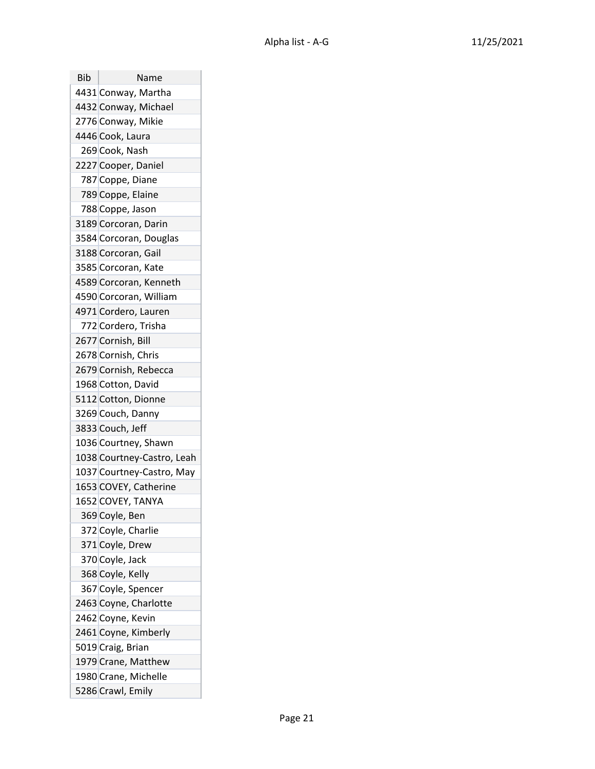| Bib | Name |
|---|---|
| 4431 | Conway, Martha |
| 4432 | Conway, Michael |
| 2776 | Conway, Mikie |
| 4446 | Cook, Laura |
| 269 | Cook, Nash |
| 2227 | Cooper, Daniel |
| 787 | Coppe, Diane |
| 789 | Coppe, Elaine |
| 788 | Coppe, Jason |
| 3189 | Corcoran, Darin |
| 3584 | Corcoran, Douglas |
| 3188 | Corcoran, Gail |
| 3585 | Corcoran, Kate |
| 4589 | Corcoran, Kenneth |
| 4590 | Corcoran, William |
| 4971 | Cordero, Lauren |
| 772 | Cordero, Trisha |
| 2677 | Cornish, Bill |
| 2678 | Cornish, Chris |
| 2679 | Cornish, Rebecca |
| 1968 | Cotton, David |
| 5112 | Cotton, Dionne |
| 3269 | Couch, Danny |
| 3833 | Couch, Jeff |
| 1036 | Courtney, Shawn |
| 1038 | Courtney-Castro, Leah |
| 1037 | Courtney-Castro, May |
| 1653 | COVEY, Catherine |
| 1652 | COVEY, TANYA |
| 369 | Coyle, Ben |
| 372 | Coyle, Charlie |
| 371 | Coyle, Drew |
| 370 | Coyle, Jack |
| 368 | Coyle, Kelly |
| 367 | Coyle, Spencer |
| 2463 | Coyne, Charlotte |
| 2462 | Coyne, Kevin |
| 2461 | Coyne, Kimberly |
| 5019 | Craig, Brian |
| 1979 | Crane, Matthew |
| 1980 | Crane, Michelle |
| 5286 | Crawl, Emily |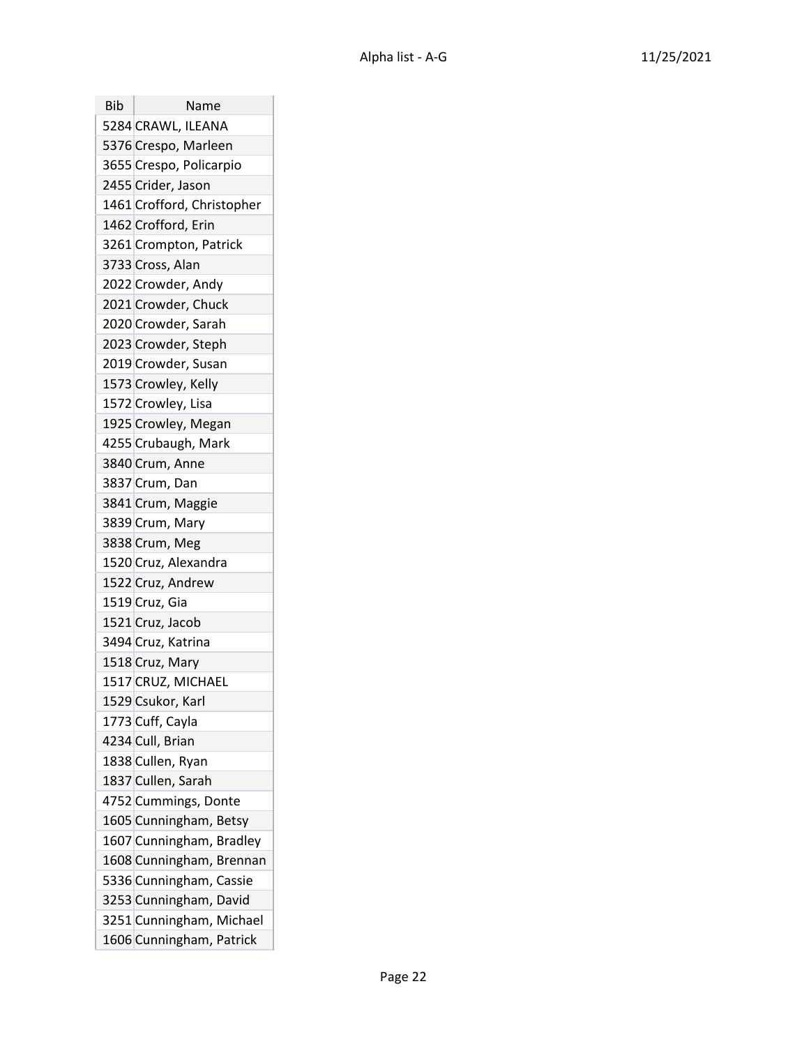| Bib | Name |
|---|---|
| 5284 | CRAWL, ILEANA |
| 5376 | Crespo, Marleen |
| 3655 | Crespo, Policarpio |
| 2455 | Crider, Jason |
| 1461 | Crofford, Christopher |
| 1462 | Crofford, Erin |
| 3261 | Crompton, Patrick |
| 3733 | Cross, Alan |
| 2022 | Crowder, Andy |
| 2021 | Crowder, Chuck |
| 2020 | Crowder, Sarah |
| 2023 | Crowder, Steph |
| 2019 | Crowder, Susan |
| 1573 | Crowley, Kelly |
| 1572 | Crowley, Lisa |
| 1925 | Crowley, Megan |
| 4255 | Crubaugh, Mark |
| 3840 | Crum, Anne |
| 3837 | Crum, Dan |
| 3841 | Crum, Maggie |
| 3839 | Crum, Mary |
| 3838 | Crum, Meg |
| 1520 | Cruz, Alexandra |
| 1522 | Cruz, Andrew |
| 1519 | Cruz, Gia |
| 1521 | Cruz, Jacob |
| 3494 | Cruz, Katrina |
| 1518 | Cruz, Mary |
| 1517 | CRUZ, MICHAEL |
| 1529 | Csukor, Karl |
| 1773 | Cuff, Cayla |
| 4234 | Cull, Brian |
| 1838 | Cullen, Ryan |
| 1837 | Cullen, Sarah |
| 4752 | Cummings, Donte |
| 1605 | Cunningham, Betsy |
| 1607 | Cunningham, Bradley |
| 1608 | Cunningham, Brennan |
| 5336 | Cunningham, Cassie |
| 3253 | Cunningham, David |
| 3251 | Cunningham, Michael |
| 1606 | Cunningham, Patrick |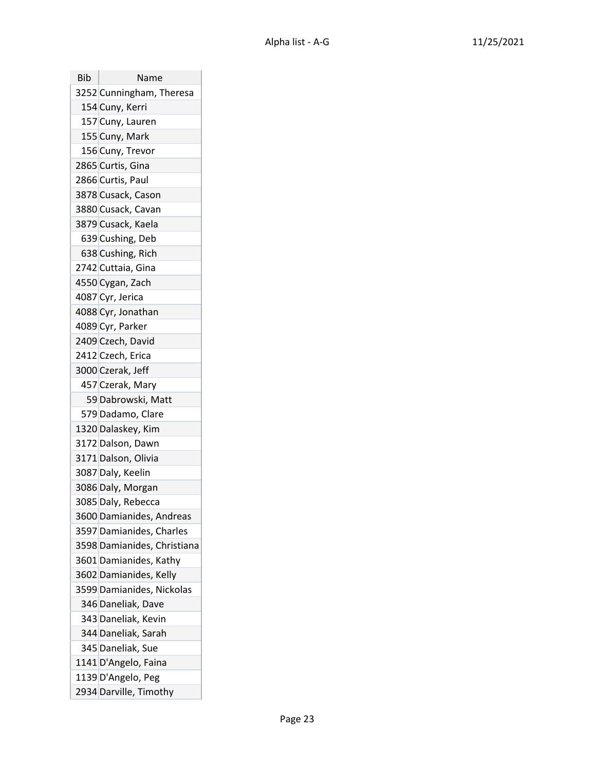| Bib | Name |
|---|---|
| 3252 | Cunningham, Theresa |
| 154 | Cuny, Kerri |
| 157 | Cuny, Lauren |
| 155 | Cuny, Mark |
| 156 | Cuny, Trevor |
| 2865 | Curtis, Gina |
| 2866 | Curtis, Paul |
| 3878 | Cusack, Cason |
| 3880 | Cusack, Cavan |
| 3879 | Cusack, Kaela |
| 639 | Cushing, Deb |
| 638 | Cushing, Rich |
| 2742 | Cuttaia, Gina |
| 4550 | Cygan, Zach |
| 4087 | Cyr, Jerica |
| 4088 | Cyr, Jonathan |
| 4089 | Cyr, Parker |
| 2409 | Czech, David |
| 2412 | Czech, Erica |
| 3000 | Czerak, Jeff |
| 457 | Czerak, Mary |
| 59 | Dabrowski, Matt |
| 579 | Dadamo, Clare |
| 1320 | Dalaskey, Kim |
| 3172 | Dalson, Dawn |
| 3171 | Dalson, Olivia |
| 3087 | Daly, Keelin |
| 3086 | Daly, Morgan |
| 3085 | Daly, Rebecca |
| 3600 | Damianides, Andreas |
| 3597 | Damianides, Charles |
| 3598 | Damianides, Christiana |
| 3601 | Damianides, Kathy |
| 3602 | Damianides, Kelly |
| 3599 | Damianides, Nickolas |
| 346 | Daneliak, Dave |
| 343 | Daneliak, Kevin |
| 344 | Daneliak, Sarah |
| 345 | Daneliak, Sue |
| 1141 | D'Angelo, Faina |
| 1139 | D'Angelo, Peg |
| 2934 | Darville, Timothy |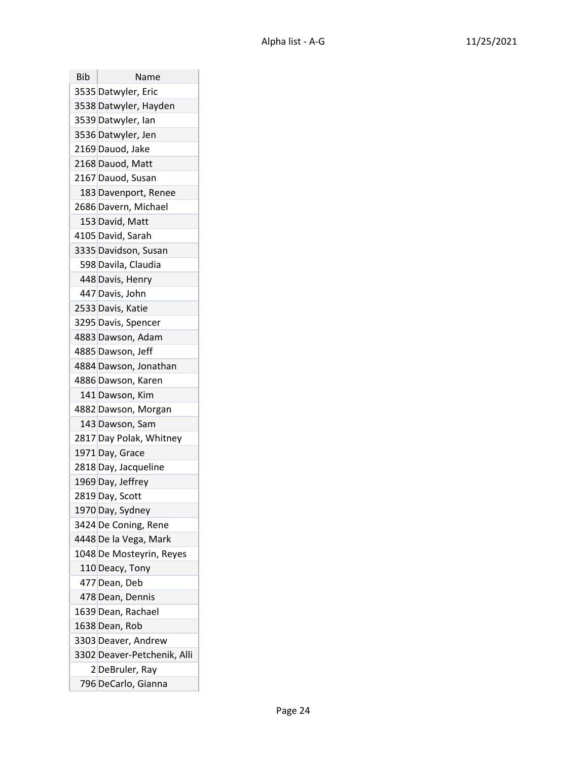| Bib | Name |
|---|---|
| 3535 | Datwyler, Eric |
| 3538 | Datwyler, Hayden |
| 3539 | Datwyler, Ian |
| 3536 | Datwyler, Jen |
| 2169 | Dauod, Jake |
| 2168 | Dauod, Matt |
| 2167 | Dauod, Susan |
| 183 | Davenport, Renee |
| 2686 | Davern, Michael |
| 153 | David, Matt |
| 4105 | David, Sarah |
| 3335 | Davidson, Susan |
| 598 | Davila, Claudia |
| 448 | Davis, Henry |
| 447 | Davis, John |
| 2533 | Davis, Katie |
| 3295 | Davis, Spencer |
| 4883 | Dawson, Adam |
| 4885 | Dawson, Jeff |
| 4884 | Dawson, Jonathan |
| 4886 | Dawson, Karen |
| 141 | Dawson, Kim |
| 4882 | Dawson, Morgan |
| 143 | Dawson, Sam |
| 2817 | Day Polak, Whitney |
| 1971 | Day, Grace |
| 2818 | Day, Jacqueline |
| 1969 | Day, Jeffrey |
| 2819 | Day, Scott |
| 1970 | Day, Sydney |
| 3424 | De Coning, Rene |
| 4448 | De la Vega, Mark |
| 1048 | De Mosteyrin, Reyes |
| 110 | Deacy, Tony |
| 477 | Dean, Deb |
| 478 | Dean, Dennis |
| 1639 | Dean, Rachael |
| 1638 | Dean, Rob |
| 3303 | Deaver, Andrew |
| 3302 | Deaver-Petchenik, Alli |
| 2 | DeBruler, Ray |
| 796 | DeCarlo, Gianna |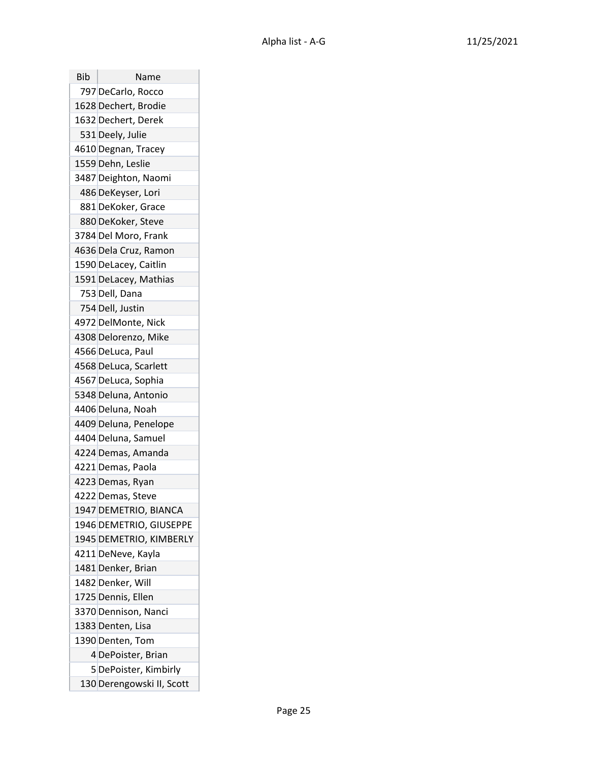| Bib | Name |
| --- | --- |
| 797 | DeCarlo, Rocco |
| 1628 | Dechert, Brodie |
| 1632 | Dechert, Derek |
| 531 | Deely, Julie |
| 4610 | Degnan, Tracey |
| 1559 | Dehn, Leslie |
| 3487 | Deighton, Naomi |
| 486 | DeKeyser, Lori |
| 881 | DeKoker, Grace |
| 880 | DeKoker, Steve |
| 3784 | Del Moro, Frank |
| 4636 | Dela Cruz, Ramon |
| 1590 | DeLacey, Caitlin |
| 1591 | DeLacey, Mathias |
| 753 | Dell, Dana |
| 754 | Dell, Justin |
| 4972 | DelMonte, Nick |
| 4308 | Delorenzo, Mike |
| 4566 | DeLuca, Paul |
| 4568 | DeLuca, Scarlett |
| 4567 | DeLuca, Sophia |
| 5348 | Deluna, Antonio |
| 4406 | Deluna, Noah |
| 4409 | Deluna, Penelope |
| 4404 | Deluna, Samuel |
| 4224 | Demas, Amanda |
| 4221 | Demas, Paola |
| 4223 | Demas, Ryan |
| 4222 | Demas, Steve |
| 1947 | DEMETRIO, BIANCA |
| 1946 | DEMETRIO, GIUSEPPE |
| 1945 | DEMETRIO, KIMBERLY |
| 4211 | DeNeve, Kayla |
| 1481 | Denker, Brian |
| 1482 | Denker, Will |
| 1725 | Dennis, Ellen |
| 3370 | Dennison, Nanci |
| 1383 | Denten, Lisa |
| 1390 | Denten, Tom |
| 4 | DePoister, Brian |
| 5 | DePoister, Kimbirly |
| 130 | Derengowski II, Scott |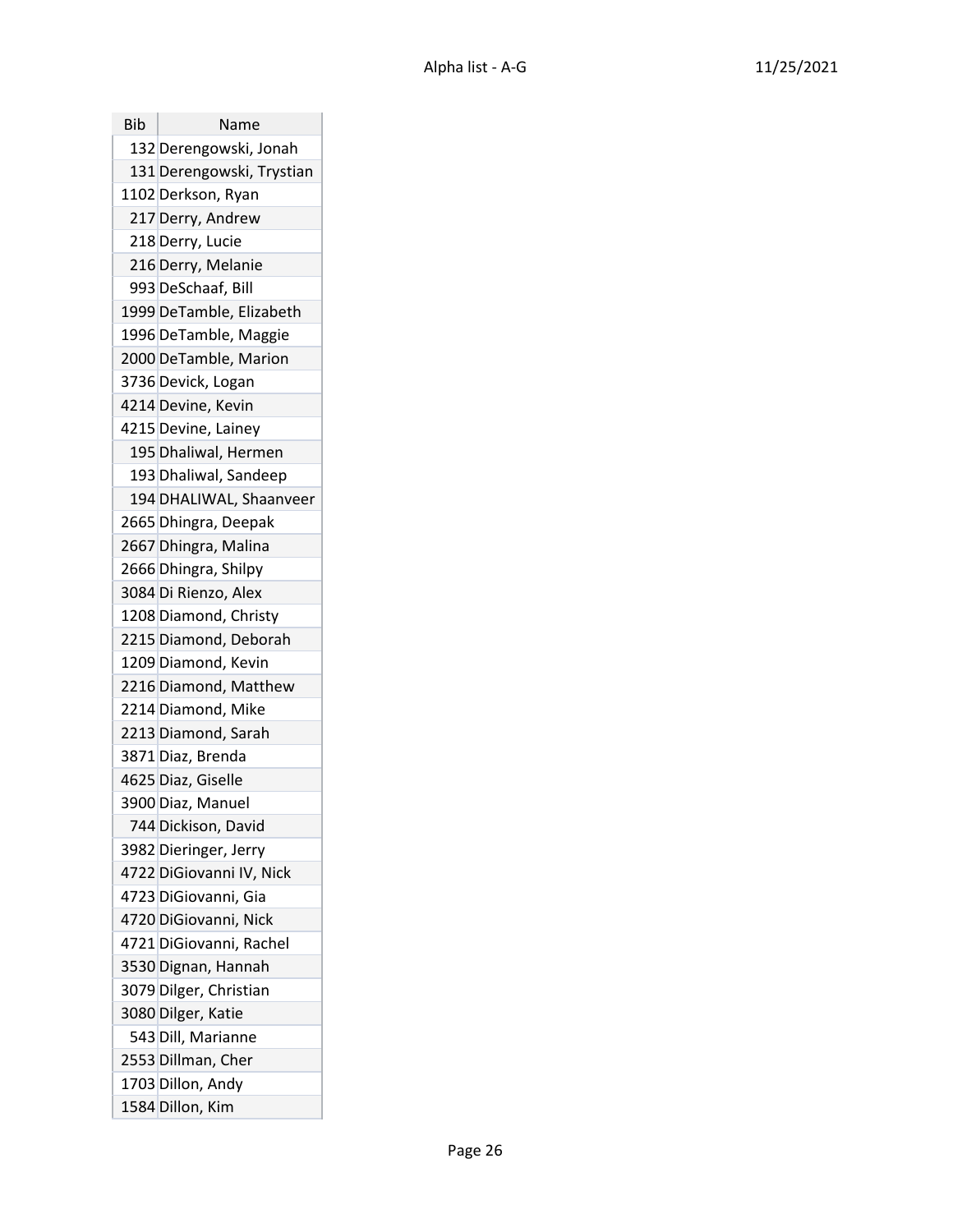| Bib | Name |
| --- | --- |
| 132 | Derengowski, Jonah |
| 131 | Derengowski, Trystian |
| 1102 | Derkson, Ryan |
| 217 | Derry, Andrew |
| 218 | Derry, Lucie |
| 216 | Derry, Melanie |
| 993 | DeSchaaf, Bill |
| 1999 | DeTamble, Elizabeth |
| 1996 | DeTamble, Maggie |
| 2000 | DeTamble, Marion |
| 3736 | Devick, Logan |
| 4214 | Devine, Kevin |
| 4215 | Devine, Lainey |
| 195 | Dhaliwal, Hermen |
| 193 | Dhaliwal, Sandeep |
| 194 | DHALIWAL, Shaanveer |
| 2665 | Dhingra, Deepak |
| 2667 | Dhingra, Malina |
| 2666 | Dhingra, Shilpy |
| 3084 | Di Rienzo, Alex |
| 1208 | Diamond, Christy |
| 2215 | Diamond, Deborah |
| 1209 | Diamond, Kevin |
| 2216 | Diamond, Matthew |
| 2214 | Diamond, Mike |
| 2213 | Diamond, Sarah |
| 3871 | Diaz, Brenda |
| 4625 | Diaz, Giselle |
| 3900 | Diaz, Manuel |
| 744 | Dickison, David |
| 3982 | Dieringer, Jerry |
| 4722 | DiGiovanni IV, Nick |
| 4723 | DiGiovanni, Gia |
| 4720 | DiGiovanni, Nick |
| 4721 | DiGiovanni, Rachel |
| 3530 | Dignan, Hannah |
| 3079 | Dilger, Christian |
| 3080 | Dilger, Katie |
| 543 | Dill, Marianne |
| 2553 | Dillman, Cher |
| 1703 | Dillon, Andy |
| 1584 | Dillon, Kim |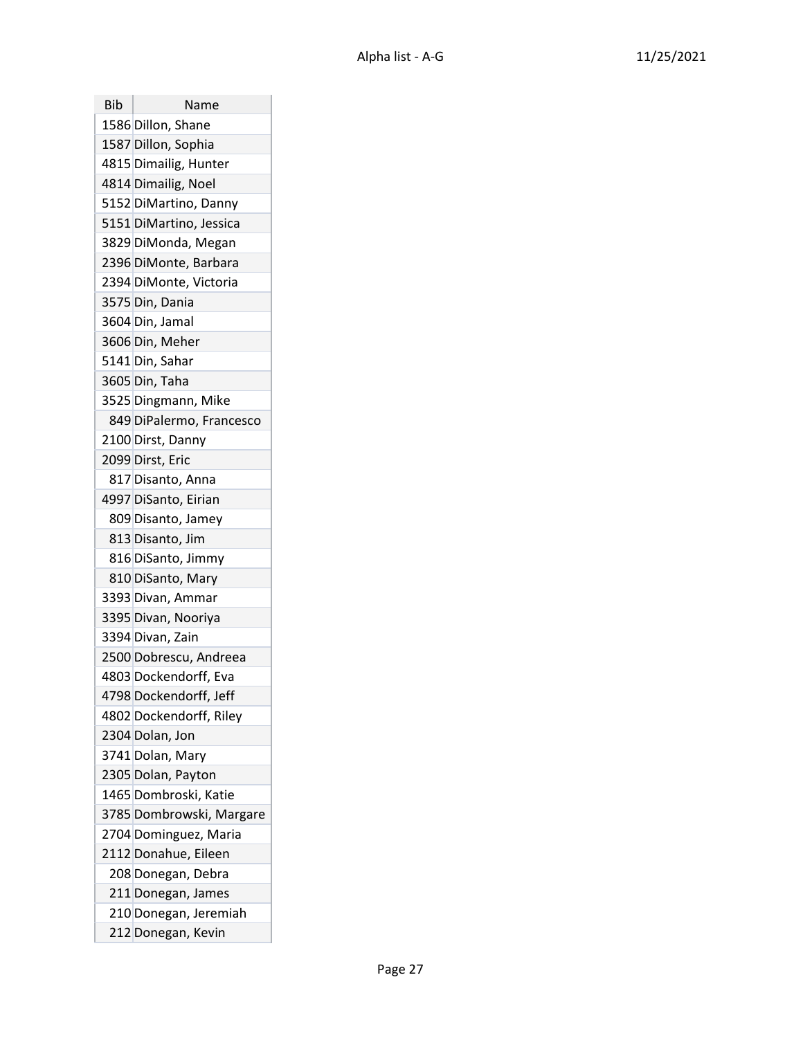| Bib | Name |
|---|---|
| 1586 | Dillon, Shane |
| 1587 | Dillon, Sophia |
| 4815 | Dimailig, Hunter |
| 4814 | Dimailig, Noel |
| 5152 | DiMartino, Danny |
| 5151 | DiMartino, Jessica |
| 3829 | DiMonda, Megan |
| 2396 | DiMonte, Barbara |
| 2394 | DiMonte, Victoria |
| 3575 | Din, Dania |
| 3604 | Din, Jamal |
| 3606 | Din, Meher |
| 5141 | Din, Sahar |
| 3605 | Din, Taha |
| 3525 | Dingmann, Mike |
| 849 | DiPalermo, Francesco |
| 2100 | Dirst, Danny |
| 2099 | Dirst, Eric |
| 817 | Disanto, Anna |
| 4997 | DiSanto, Eirian |
| 809 | Disanto, Jamey |
| 813 | Disanto, Jim |
| 816 | DiSanto, Jimmy |
| 810 | DiSanto, Mary |
| 3393 | Divan, Ammar |
| 3395 | Divan, Nooriya |
| 3394 | Divan, Zain |
| 2500 | Dobrescu, Andreea |
| 4803 | Dockendorff, Eva |
| 4798 | Dockendorff, Jeff |
| 4802 | Dockendorff, Riley |
| 2304 | Dolan, Jon |
| 3741 | Dolan, Mary |
| 2305 | Dolan, Payton |
| 1465 | Dombroski, Katie |
| 3785 | Dombrowski, Margare |
| 2704 | Dominguez, Maria |
| 2112 | Donahue, Eileen |
| 208 | Donegan, Debra |
| 211 | Donegan, James |
| 210 | Donegan, Jeremiah |
| 212 | Donegan, Kevin |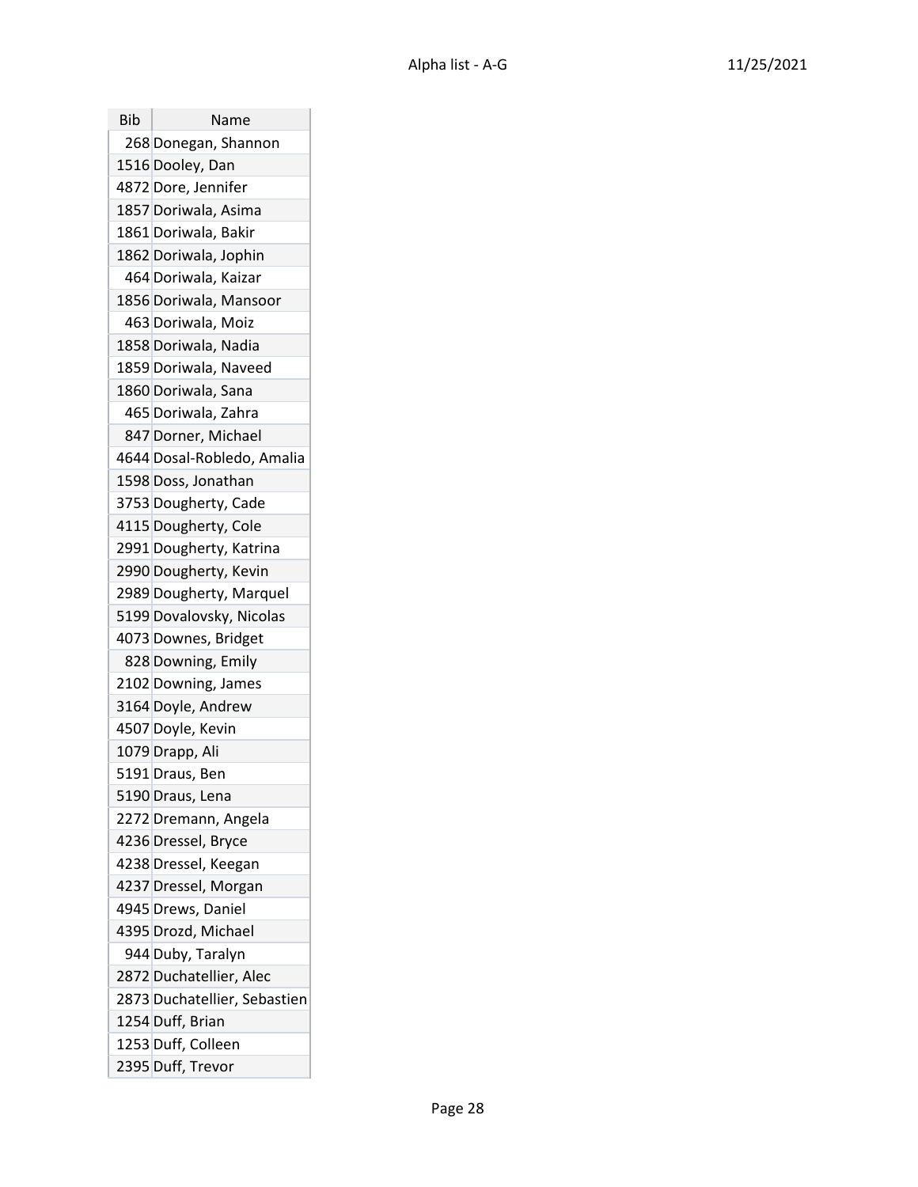| Bib | Name |
|---|---|
| 268 | Donegan, Shannon |
| 1516 | Dooley, Dan |
| 4872 | Dore, Jennifer |
| 1857 | Doriwala, Asima |
| 1861 | Doriwala, Bakir |
| 1862 | Doriwala, Jophin |
| 464 | Doriwala, Kaizar |
| 1856 | Doriwala, Mansoor |
| 463 | Doriwala, Moiz |
| 1858 | Doriwala, Nadia |
| 1859 | Doriwala, Naveed |
| 1860 | Doriwala, Sana |
| 465 | Doriwala, Zahra |
| 847 | Dorner, Michael |
| 4644 | Dosal-Robledo, Amalia |
| 1598 | Doss, Jonathan |
| 3753 | Dougherty, Cade |
| 4115 | Dougherty, Cole |
| 2991 | Dougherty, Katrina |
| 2990 | Dougherty, Kevin |
| 2989 | Dougherty, Marquel |
| 5199 | Dovalovsky, Nicolas |
| 4073 | Downes, Bridget |
| 828 | Downing, Emily |
| 2102 | Downing, James |
| 3164 | Doyle, Andrew |
| 4507 | Doyle, Kevin |
| 1079 | Drapp, Ali |
| 5191 | Draus, Ben |
| 5190 | Draus, Lena |
| 2272 | Dremann, Angela |
| 4236 | Dressel, Bryce |
| 4238 | Dressel, Keegan |
| 4237 | Dressel, Morgan |
| 4945 | Drews, Daniel |
| 4395 | Drozd, Michael |
| 944 | Duby, Taralyn |
| 2872 | Duchatellier, Alec |
| 2873 | Duchatellier, Sebastien |
| 1254 | Duff, Brian |
| 1253 | Duff, Colleen |
| 2395 | Duff, Trevor |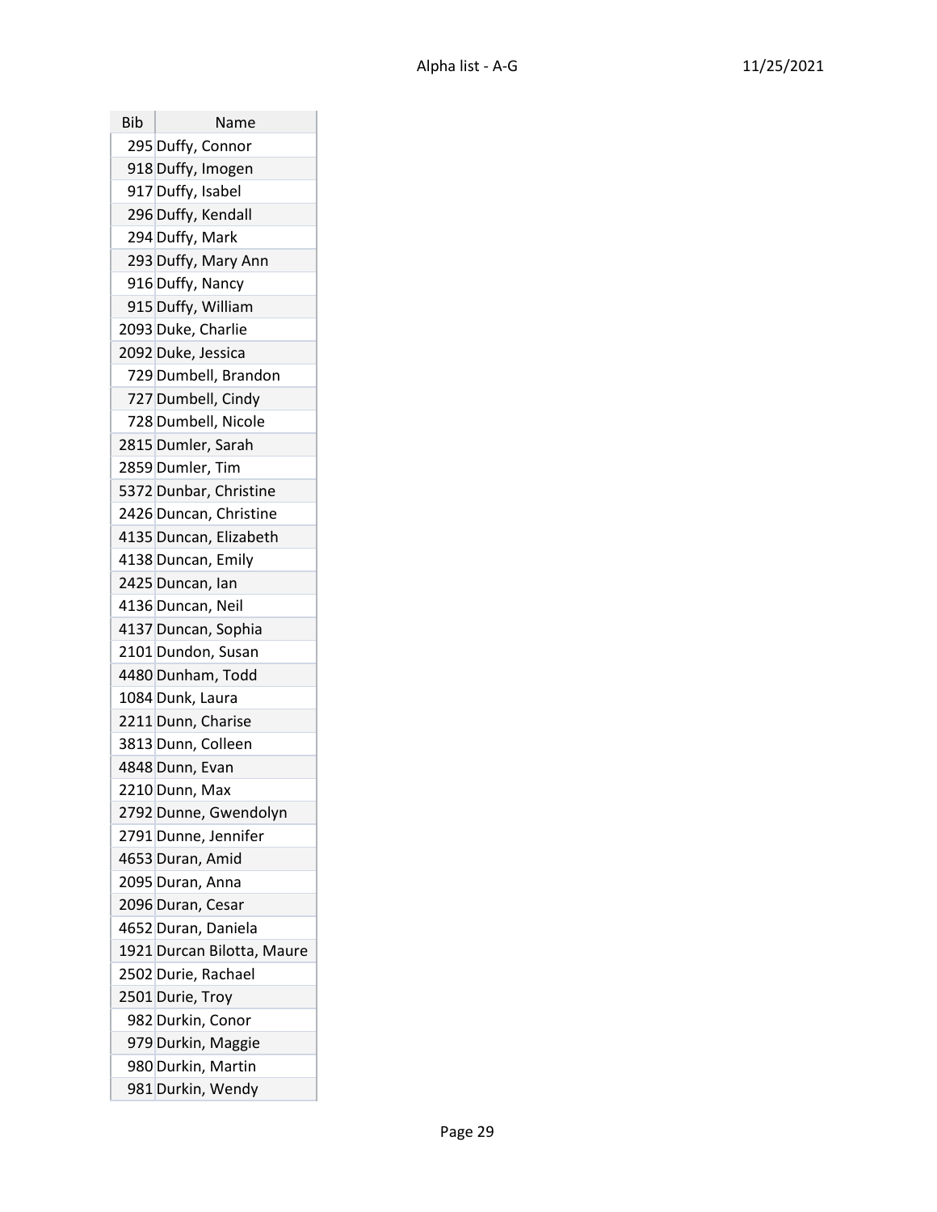| Bib | Name |
|---|---|
| 295 | Duffy, Connor |
| 918 | Duffy, Imogen |
| 917 | Duffy, Isabel |
| 296 | Duffy, Kendall |
| 294 | Duffy, Mark |
| 293 | Duffy, Mary Ann |
| 916 | Duffy, Nancy |
| 915 | Duffy, William |
| 2093 | Duke, Charlie |
| 2092 | Duke, Jessica |
| 729 | Dumbell, Brandon |
| 727 | Dumbell, Cindy |
| 728 | Dumbell, Nicole |
| 2815 | Dumler, Sarah |
| 2859 | Dumler, Tim |
| 5372 | Dunbar, Christine |
| 2426 | Duncan, Christine |
| 4135 | Duncan, Elizabeth |
| 4138 | Duncan, Emily |
| 2425 | Duncan, Ian |
| 4136 | Duncan, Neil |
| 4137 | Duncan, Sophia |
| 2101 | Dundon, Susan |
| 4480 | Dunham, Todd |
| 1084 | Dunk, Laura |
| 2211 | Dunn, Charise |
| 3813 | Dunn, Colleen |
| 4848 | Dunn, Evan |
| 2210 | Dunn, Max |
| 2792 | Dunne, Gwendolyn |
| 2791 | Dunne, Jennifer |
| 4653 | Duran, Amid |
| 2095 | Duran, Anna |
| 2096 | Duran, Cesar |
| 4652 | Duran, Daniela |
| 1921 | Durcan Bilotta, Maure |
| 2502 | Durie, Rachael |
| 2501 | Durie, Troy |
| 982 | Durkin, Conor |
| 979 | Durkin, Maggie |
| 980 | Durkin, Martin |
| 981 | Durkin, Wendy |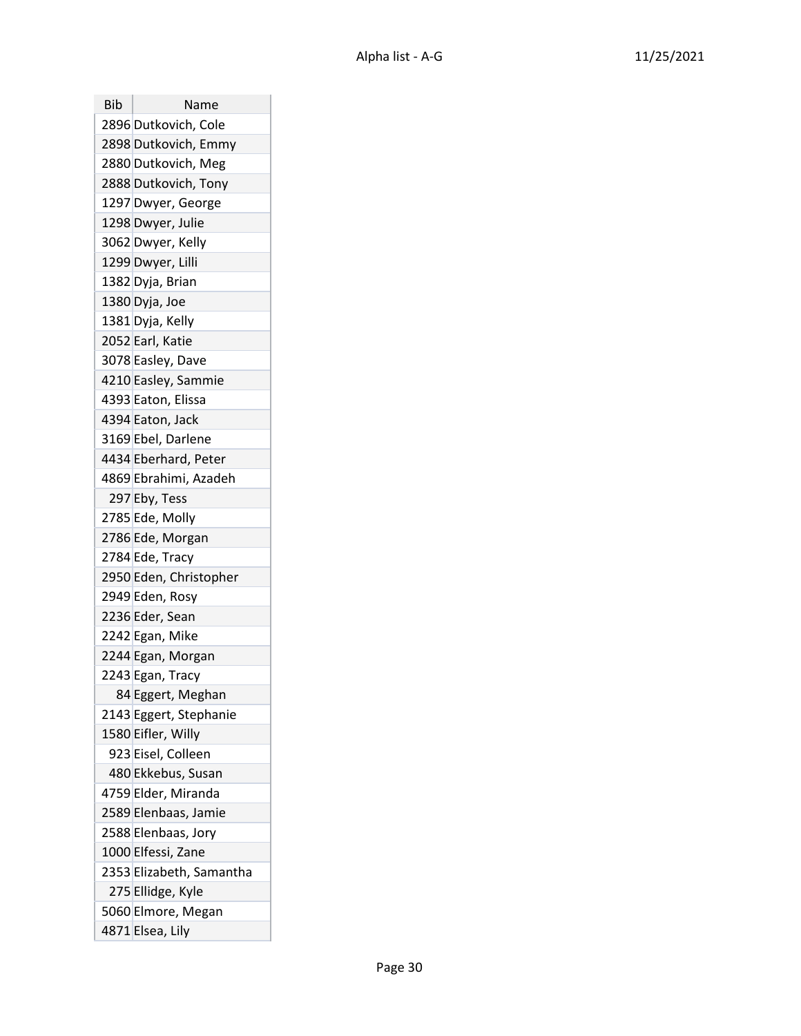| Bib | Name |
| --- | --- |
| 2896 | Dutkovich, Cole |
| 2898 | Dutkovich, Emmy |
| 2880 | Dutkovich, Meg |
| 2888 | Dutkovich, Tony |
| 1297 | Dwyer, George |
| 1298 | Dwyer, Julie |
| 3062 | Dwyer, Kelly |
| 1299 | Dwyer, Lilli |
| 1382 | Dyja, Brian |
| 1380 | Dyja, Joe |
| 1381 | Dyja, Kelly |
| 2052 | Earl, Katie |
| 3078 | Easley, Dave |
| 4210 | Easley, Sammie |
| 4393 | Eaton, Elissa |
| 4394 | Eaton, Jack |
| 3169 | Ebel, Darlene |
| 4434 | Eberhard, Peter |
| 4869 | Ebrahimi, Azadeh |
| 297 | Eby, Tess |
| 2785 | Ede, Molly |
| 2786 | Ede, Morgan |
| 2784 | Ede, Tracy |
| 2950 | Eden, Christopher |
| 2949 | Eden, Rosy |
| 2236 | Eder, Sean |
| 2242 | Egan, Mike |
| 2244 | Egan, Morgan |
| 2243 | Egan, Tracy |
| 84 | Eggert, Meghan |
| 2143 | Eggert, Stephanie |
| 1580 | Eifler, Willy |
| 923 | Eisel, Colleen |
| 480 | Ekkebus, Susan |
| 4759 | Elder, Miranda |
| 2589 | Elenbaas, Jamie |
| 2588 | Elenbaas, Jory |
| 1000 | Elfessi, Zane |
| 2353 | Elizabeth, Samantha |
| 275 | Ellidge, Kyle |
| 5060 | Elmore, Megan |
| 4871 | Elsea, Lily |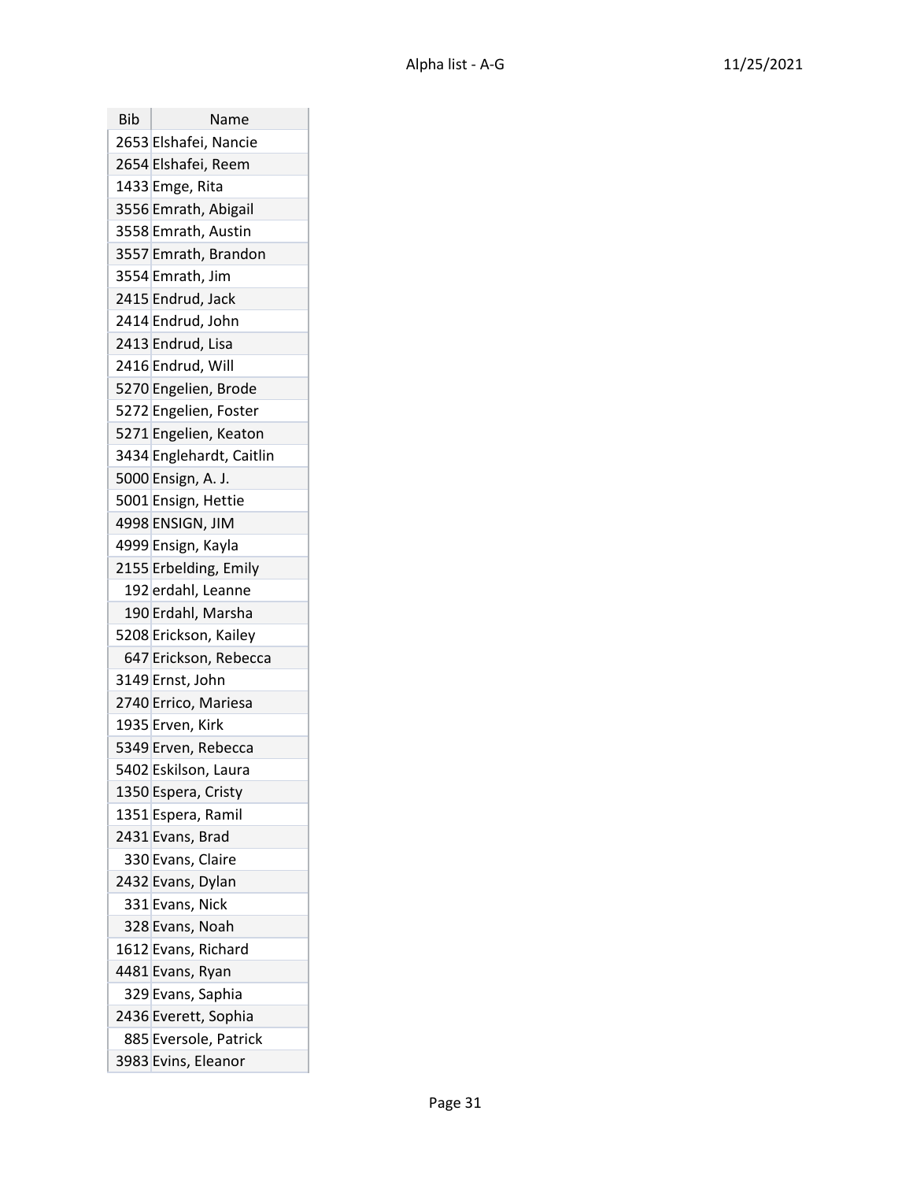| Bib | Name |
| --- | --- |
| 2653 | Elshafei, Nancie |
| 2654 | Elshafei, Reem |
| 1433 | Emge, Rita |
| 3556 | Emrath, Abigail |
| 3558 | Emrath, Austin |
| 3557 | Emrath, Brandon |
| 3554 | Emrath, Jim |
| 2415 | Endrud, Jack |
| 2414 | Endrud, John |
| 2413 | Endrud, Lisa |
| 2416 | Endrud, Will |
| 5270 | Engelien, Brode |
| 5272 | Engelien, Foster |
| 5271 | Engelien, Keaton |
| 3434 | Englehardt, Caitlin |
| 5000 | Ensign, A. J. |
| 5001 | Ensign, Hettie |
| 4998 | ENSIGN, JIM |
| 4999 | Ensign, Kayla |
| 2155 | Erbelding, Emily |
| 192 | erdahl, Leanne |
| 190 | Erdahl, Marsha |
| 5208 | Erickson, Kailey |
| 647 | Erickson, Rebecca |
| 3149 | Ernst, John |
| 2740 | Errico, Mariesa |
| 1935 | Erven, Kirk |
| 5349 | Erven, Rebecca |
| 5402 | Eskilson, Laura |
| 1350 | Espera, Cristy |
| 1351 | Espera, Ramil |
| 2431 | Evans, Brad |
| 330 | Evans, Claire |
| 2432 | Evans, Dylan |
| 331 | Evans, Nick |
| 328 | Evans, Noah |
| 1612 | Evans, Richard |
| 4481 | Evans, Ryan |
| 329 | Evans, Saphia |
| 2436 | Everett, Sophia |
| 885 | Eversole, Patrick |
| 3983 | Evins, Eleanor |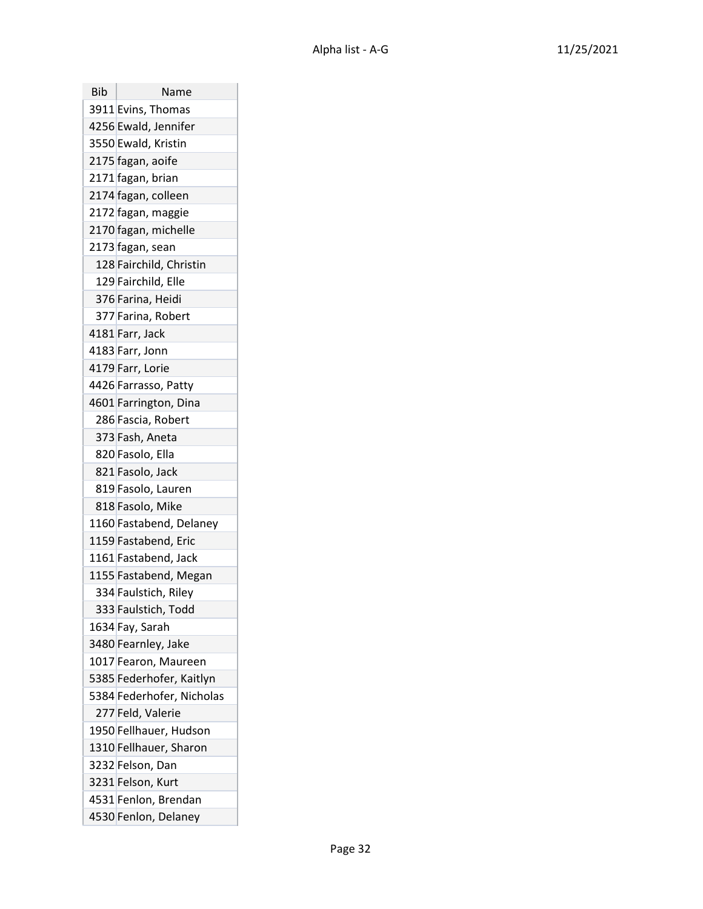| Bib | Name |
| --- | --- |
| 3911 | Evins, Thomas |
| 4256 | Ewald, Jennifer |
| 3550 | Ewald, Kristin |
| 2175 | fagan, aoife |
| 2171 | fagan, brian |
| 2174 | fagan, colleen |
| 2172 | fagan, maggie |
| 2170 | fagan, michelle |
| 2173 | fagan, sean |
| 128 | Fairchild, Christin |
| 129 | Fairchild, Elle |
| 376 | Farina, Heidi |
| 377 | Farina, Robert |
| 4181 | Farr, Jack |
| 4183 | Farr, Jonn |
| 4179 | Farr, Lorie |
| 4426 | Farrasso, Patty |
| 4601 | Farrington, Dina |
| 286 | Fascia, Robert |
| 373 | Fash, Aneta |
| 820 | Fasolo, Ella |
| 821 | Fasolo, Jack |
| 819 | Fasolo, Lauren |
| 818 | Fasolo, Mike |
| 1160 | Fastabend, Delaney |
| 1159 | Fastabend, Eric |
| 1161 | Fastabend, Jack |
| 1155 | Fastabend, Megan |
| 334 | Faulstich, Riley |
| 333 | Faulstich, Todd |
| 1634 | Fay, Sarah |
| 3480 | Fearnley, Jake |
| 1017 | Fearon, Maureen |
| 5385 | Federhofer, Kaitlyn |
| 5384 | Federhofer, Nicholas |
| 277 | Feld, Valerie |
| 1950 | Fellhauer, Hudson |
| 1310 | Fellhauer, Sharon |
| 3232 | Felson, Dan |
| 3231 | Felson, Kurt |
| 4531 | Fenlon, Brendan |
| 4530 | Fenlon, Delaney |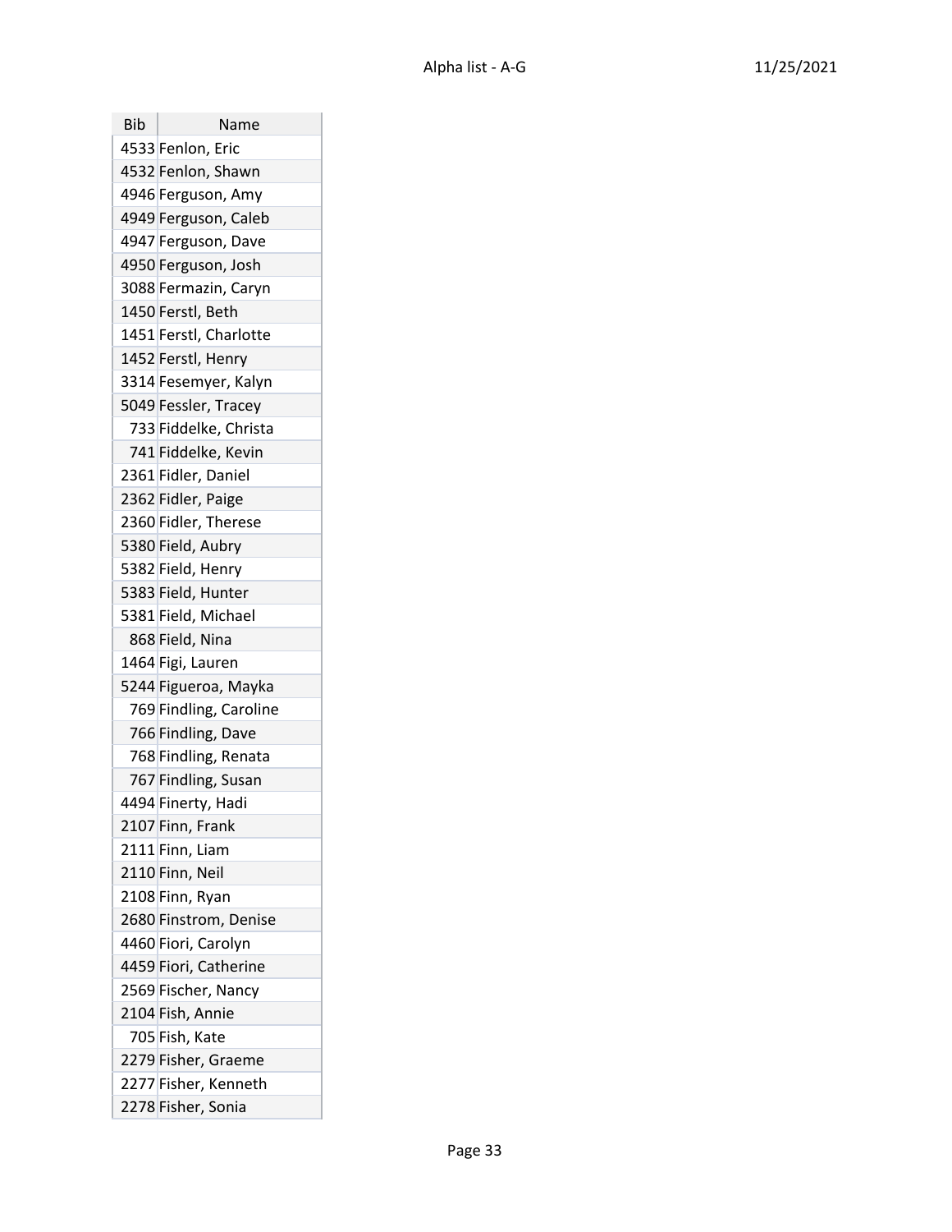| Bib | Name |
|---|---|
| 4533 | Fenlon, Eric |
| 4532 | Fenlon, Shawn |
| 4946 | Ferguson, Amy |
| 4949 | Ferguson, Caleb |
| 4947 | Ferguson, Dave |
| 4950 | Ferguson, Josh |
| 3088 | Fermazin, Caryn |
| 1450 | Ferstl, Beth |
| 1451 | Ferstl, Charlotte |
| 1452 | Ferstl, Henry |
| 3314 | Fesemyer, Kalyn |
| 5049 | Fessler, Tracey |
| 733 | Fiddelke, Christa |
| 741 | Fiddelke, Kevin |
| 2361 | Fidler, Daniel |
| 2362 | Fidler, Paige |
| 2360 | Fidler, Therese |
| 5380 | Field, Aubry |
| 5382 | Field, Henry |
| 5383 | Field, Hunter |
| 5381 | Field, Michael |
| 868 | Field, Nina |
| 1464 | Figi, Lauren |
| 5244 | Figueroa, Mayka |
| 769 | Findling, Caroline |
| 766 | Findling, Dave |
| 768 | Findling, Renata |
| 767 | Findling, Susan |
| 4494 | Finerty, Hadi |
| 2107 | Finn, Frank |
| 2111 | Finn, Liam |
| 2110 | Finn, Neil |
| 2108 | Finn, Ryan |
| 2680 | Finstrom, Denise |
| 4460 | Fiori, Carolyn |
| 4459 | Fiori, Catherine |
| 2569 | Fischer, Nancy |
| 2104 | Fish, Annie |
| 705 | Fish, Kate |
| 2279 | Fisher, Graeme |
| 2277 | Fisher, Kenneth |
| 2278 | Fisher, Sonia |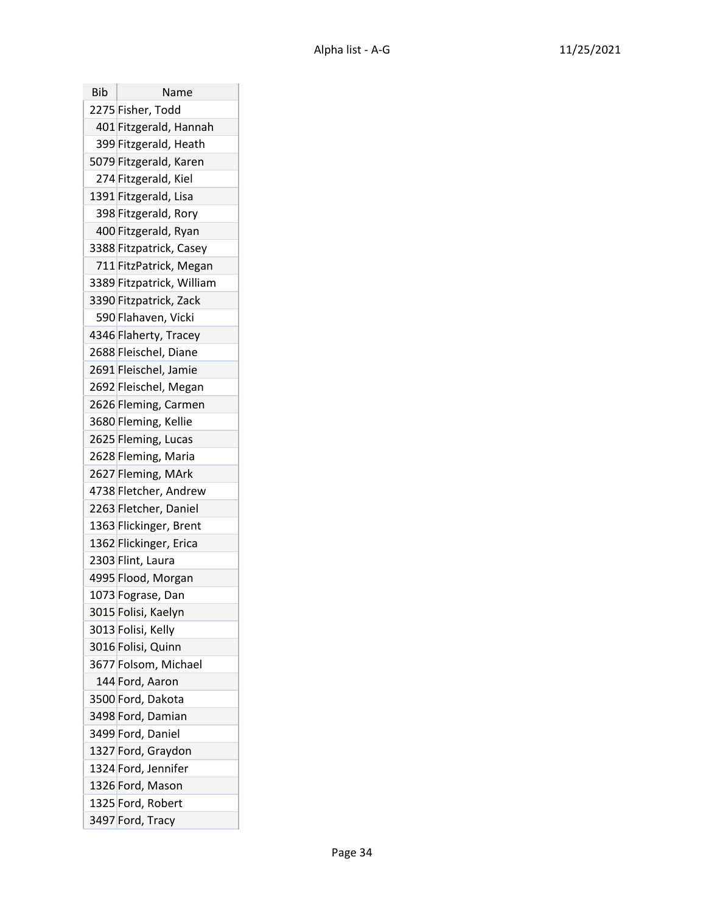| Bib | Name |
| --- | --- |
| 2275 | Fisher, Todd |
| 401 | Fitzgerald, Hannah |
| 399 | Fitzgerald, Heath |
| 5079 | Fitzgerald, Karen |
| 274 | Fitzgerald, Kiel |
| 1391 | Fitzgerald, Lisa |
| 398 | Fitzgerald, Rory |
| 400 | Fitzgerald, Ryan |
| 3388 | Fitzpatrick, Casey |
| 711 | FitzPatrick, Megan |
| 3389 | Fitzpatrick, William |
| 3390 | Fitzpatrick, Zack |
| 590 | Flahaven, Vicki |
| 4346 | Flaherty, Tracey |
| 2688 | Fleischel, Diane |
| 2691 | Fleischel, Jamie |
| 2692 | Fleischel, Megan |
| 2626 | Fleming, Carmen |
| 3680 | Fleming, Kellie |
| 2625 | Fleming, Lucas |
| 2628 | Fleming, Maria |
| 2627 | Fleming, MArk |
| 4738 | Fletcher, Andrew |
| 2263 | Fletcher, Daniel |
| 1363 | Flickinger, Brent |
| 1362 | Flickinger, Erica |
| 2303 | Flint, Laura |
| 4995 | Flood, Morgan |
| 1073 | Fograse, Dan |
| 3015 | Folisi, Kaelyn |
| 3013 | Folisi, Kelly |
| 3016 | Folisi, Quinn |
| 3677 | Folsom, Michael |
| 144 | Ford, Aaron |
| 3500 | Ford, Dakota |
| 3498 | Ford, Damian |
| 3499 | Ford, Daniel |
| 1327 | Ford, Graydon |
| 1324 | Ford, Jennifer |
| 1326 | Ford, Mason |
| 1325 | Ford, Robert |
| 3497 | Ford, Tracy |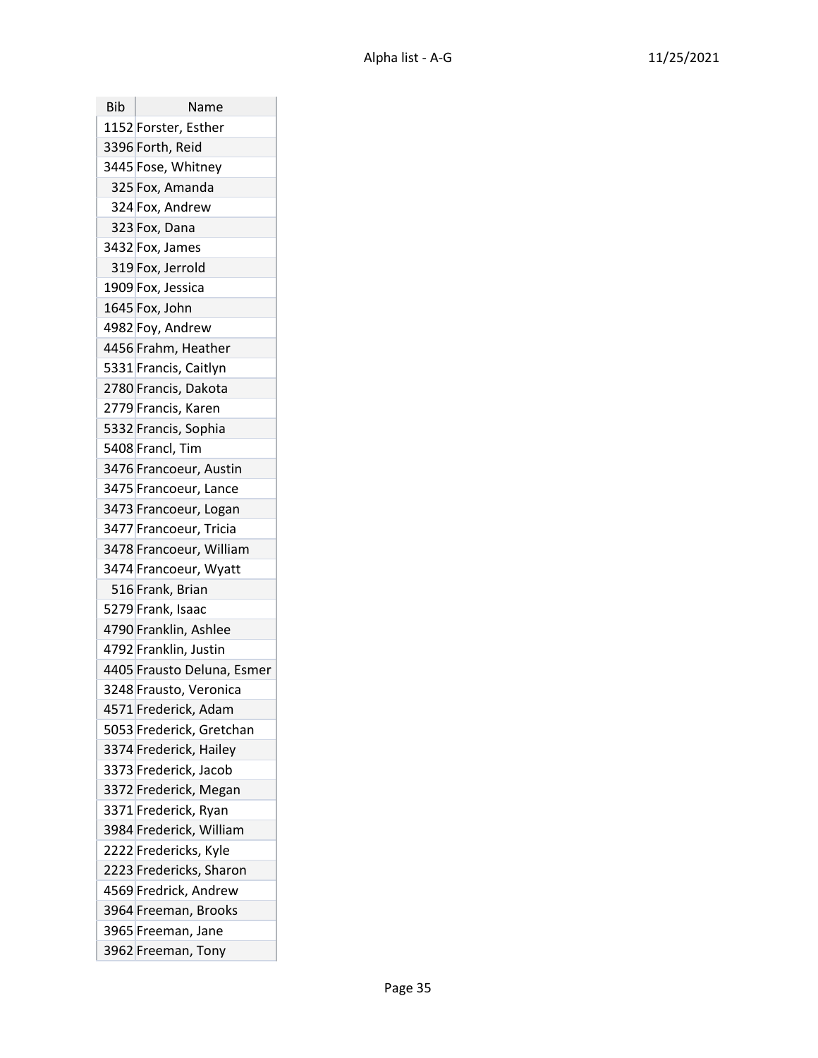| Bib | Name |
|---|---|
| 1152 | Forster, Esther |
| 3396 | Forth, Reid |
| 3445 | Fose, Whitney |
| 325 | Fox, Amanda |
| 324 | Fox, Andrew |
| 323 | Fox, Dana |
| 3432 | Fox, James |
| 319 | Fox, Jerrold |
| 1909 | Fox, Jessica |
| 1645 | Fox, John |
| 4982 | Foy, Andrew |
| 4456 | Frahm, Heather |
| 5331 | Francis, Caitlyn |
| 2780 | Francis, Dakota |
| 2779 | Francis, Karen |
| 5332 | Francis, Sophia |
| 5408 | Francl, Tim |
| 3476 | Francoeur, Austin |
| 3475 | Francoeur, Lance |
| 3473 | Francoeur, Logan |
| 3477 | Francoeur, Tricia |
| 3478 | Francoeur, William |
| 3474 | Francoeur, Wyatt |
| 516 | Frank, Brian |
| 5279 | Frank, Isaac |
| 4790 | Franklin, Ashlee |
| 4792 | Franklin, Justin |
| 4405 | Frausto Deluna, Esmer |
| 3248 | Frausto, Veronica |
| 4571 | Frederick, Adam |
| 5053 | Frederick, Gretchan |
| 3374 | Frederick, Hailey |
| 3373 | Frederick, Jacob |
| 3372 | Frederick, Megan |
| 3371 | Frederick, Ryan |
| 3984 | Frederick, William |
| 2222 | Fredericks, Kyle |
| 2223 | Fredericks, Sharon |
| 4569 | Fredrick, Andrew |
| 3964 | Freeman, Brooks |
| 3965 | Freeman, Jane |
| 3962 | Freeman, Tony |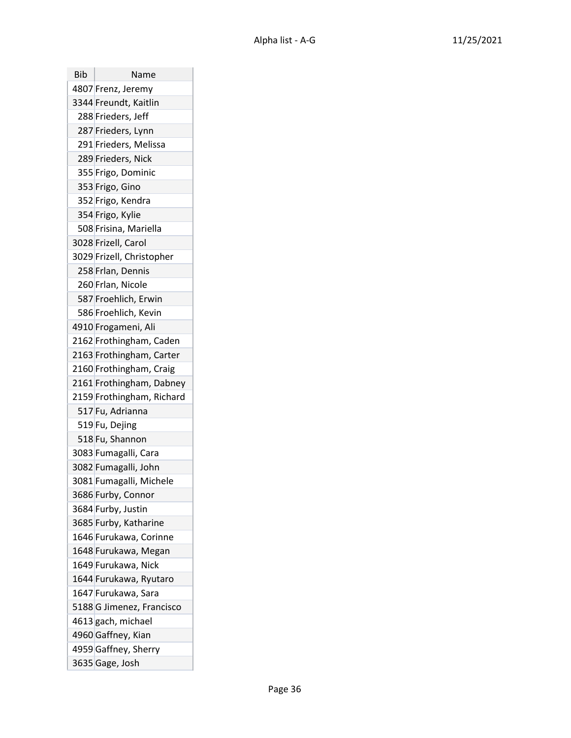| Bib | Name |
| --- | --- |
| 4807 | Frenz, Jeremy |
| 3344 | Freundt, Kaitlin |
| 288 | Frieders, Jeff |
| 287 | Frieders, Lynn |
| 291 | Frieders, Melissa |
| 289 | Frieders, Nick |
| 355 | Frigo, Dominic |
| 353 | Frigo, Gino |
| 352 | Frigo, Kendra |
| 354 | Frigo, Kylie |
| 508 | Frisina, Mariella |
| 3028 | Frizell, Carol |
| 3029 | Frizell, Christopher |
| 258 | Frlan, Dennis |
| 260 | Frlan, Nicole |
| 587 | Froehlich, Erwin |
| 586 | Froehlich, Kevin |
| 4910 | Frogameni, Ali |
| 2162 | Frothingham, Caden |
| 2163 | Frothingham, Carter |
| 2160 | Frothingham, Craig |
| 2161 | Frothingham, Dabney |
| 2159 | Frothingham, Richard |
| 517 | Fu, Adrianna |
| 519 | Fu, Dejing |
| 518 | Fu, Shannon |
| 3083 | Fumagalli, Cara |
| 3082 | Fumagalli, John |
| 3081 | Fumagalli, Michele |
| 3686 | Furby, Connor |
| 3684 | Furby, Justin |
| 3685 | Furby, Katharine |
| 1646 | Furukawa, Corinne |
| 1648 | Furukawa, Megan |
| 1649 | Furukawa, Nick |
| 1644 | Furukawa, Ryutaro |
| 1647 | Furukawa, Sara |
| 5188 | G Jimenez, Francisco |
| 4613 | gach, michael |
| 4960 | Gaffney, Kian |
| 4959 | Gaffney, Sherry |
| 3635 | Gage, Josh |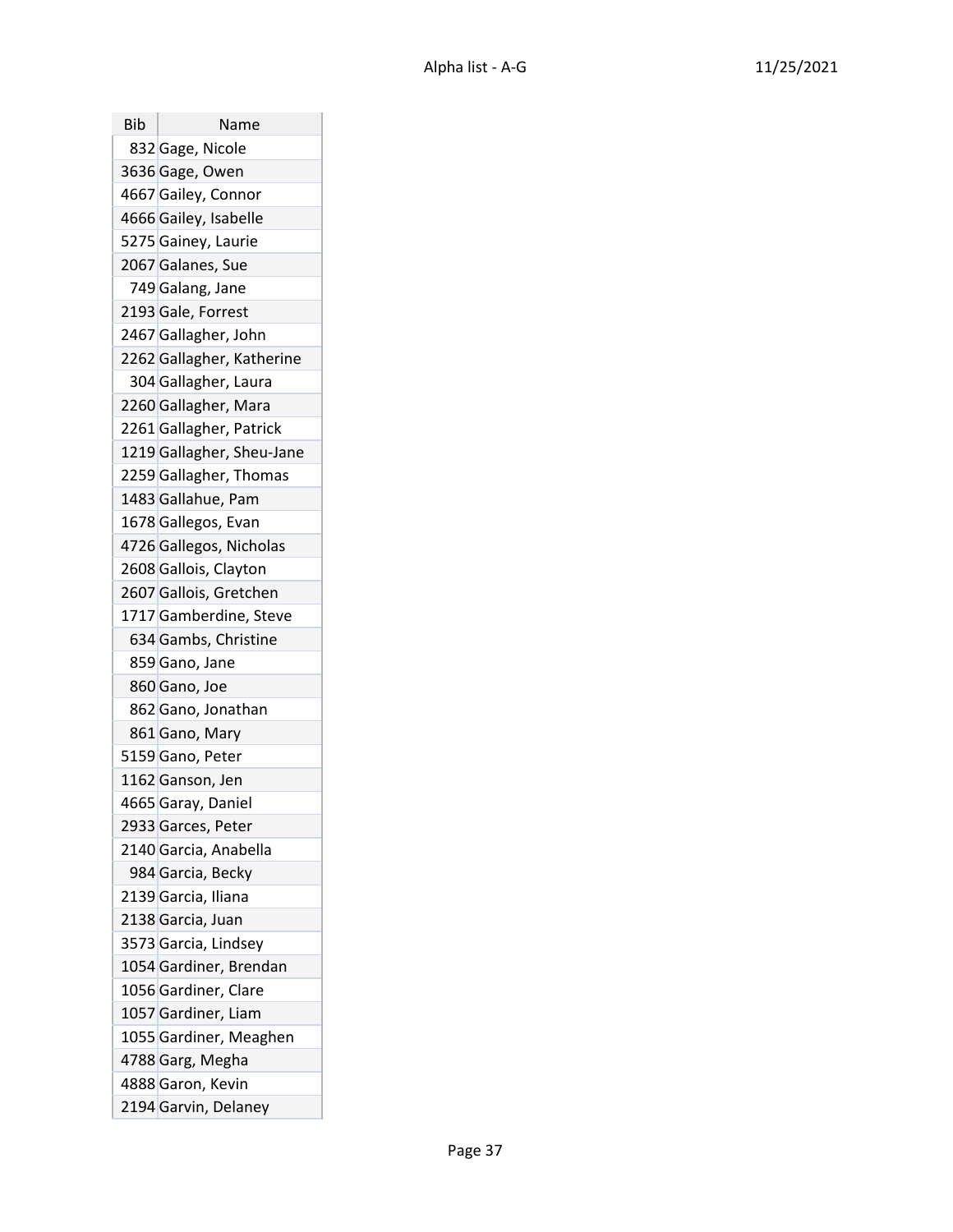| Bib | Name |
|---|---|
| 832 | Gage, Nicole |
| 3636 | Gage, Owen |
| 4667 | Gailey, Connor |
| 4666 | Gailey, Isabelle |
| 5275 | Gainey, Laurie |
| 2067 | Galanes, Sue |
| 749 | Galang, Jane |
| 2193 | Gale, Forrest |
| 2467 | Gallagher, John |
| 2262 | Gallagher, Katherine |
| 304 | Gallagher, Laura |
| 2260 | Gallagher, Mara |
| 2261 | Gallagher, Patrick |
| 1219 | Gallagher, Sheu-Jane |
| 2259 | Gallagher, Thomas |
| 1483 | Gallahue, Pam |
| 1678 | Gallegos, Evan |
| 4726 | Gallegos, Nicholas |
| 2608 | Gallois, Clayton |
| 2607 | Gallois, Gretchen |
| 1717 | Gamberdine, Steve |
| 634 | Gambs, Christine |
| 859 | Gano, Jane |
| 860 | Gano, Joe |
| 862 | Gano, Jonathan |
| 861 | Gano, Mary |
| 5159 | Gano, Peter |
| 1162 | Ganson, Jen |
| 4665 | Garay, Daniel |
| 2933 | Garces, Peter |
| 2140 | Garcia, Anabella |
| 984 | Garcia, Becky |
| 2139 | Garcia, Iliana |
| 2138 | Garcia, Juan |
| 3573 | Garcia, Lindsey |
| 1054 | Gardiner, Brendan |
| 1056 | Gardiner, Clare |
| 1057 | Gardiner, Liam |
| 1055 | Gardiner, Meaghen |
| 4788 | Garg, Megha |
| 4888 | Garon, Kevin |
| 2194 | Garvin, Delaney |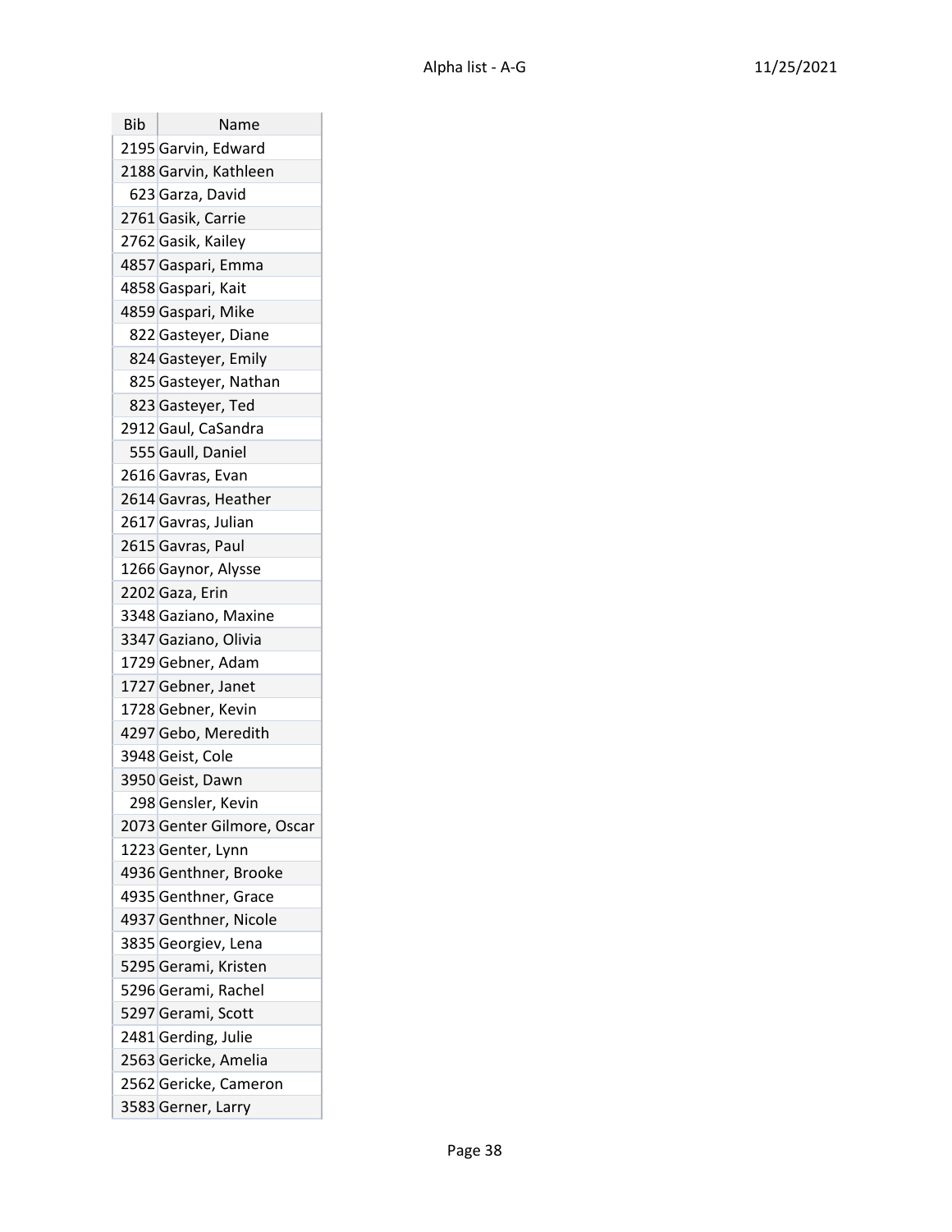| Bib | Name |
| --- | --- |
| 2195 | Garvin, Edward |
| 2188 | Garvin, Kathleen |
| 623 | Garza, David |
| 2761 | Gasik, Carrie |
| 2762 | Gasik, Kailey |
| 4857 | Gaspari, Emma |
| 4858 | Gaspari, Kait |
| 4859 | Gaspari, Mike |
| 822 | Gasteyer, Diane |
| 824 | Gasteyer, Emily |
| 825 | Gasteyer, Nathan |
| 823 | Gasteyer, Ted |
| 2912 | Gaul, CaSandra |
| 555 | Gaull, Daniel |
| 2616 | Gavras, Evan |
| 2614 | Gavras, Heather |
| 2617 | Gavras, Julian |
| 2615 | Gavras, Paul |
| 1266 | Gaynor, Alysse |
| 2202 | Gaza, Erin |
| 3348 | Gaziano, Maxine |
| 3347 | Gaziano, Olivia |
| 1729 | Gebner, Adam |
| 1727 | Gebner, Janet |
| 1728 | Gebner, Kevin |
| 4297 | Gebo, Meredith |
| 3948 | Geist, Cole |
| 3950 | Geist, Dawn |
| 298 | Gensler, Kevin |
| 2073 | Genter Gilmore, Oscar |
| 1223 | Genter, Lynn |
| 4936 | Genthner, Brooke |
| 4935 | Genthner, Grace |
| 4937 | Genthner, Nicole |
| 3835 | Georgiev, Lena |
| 5295 | Gerami, Kristen |
| 5296 | Gerami, Rachel |
| 5297 | Gerami, Scott |
| 2481 | Gerding, Julie |
| 2563 | Gericke, Amelia |
| 2562 | Gericke, Cameron |
| 3583 | Gerner, Larry |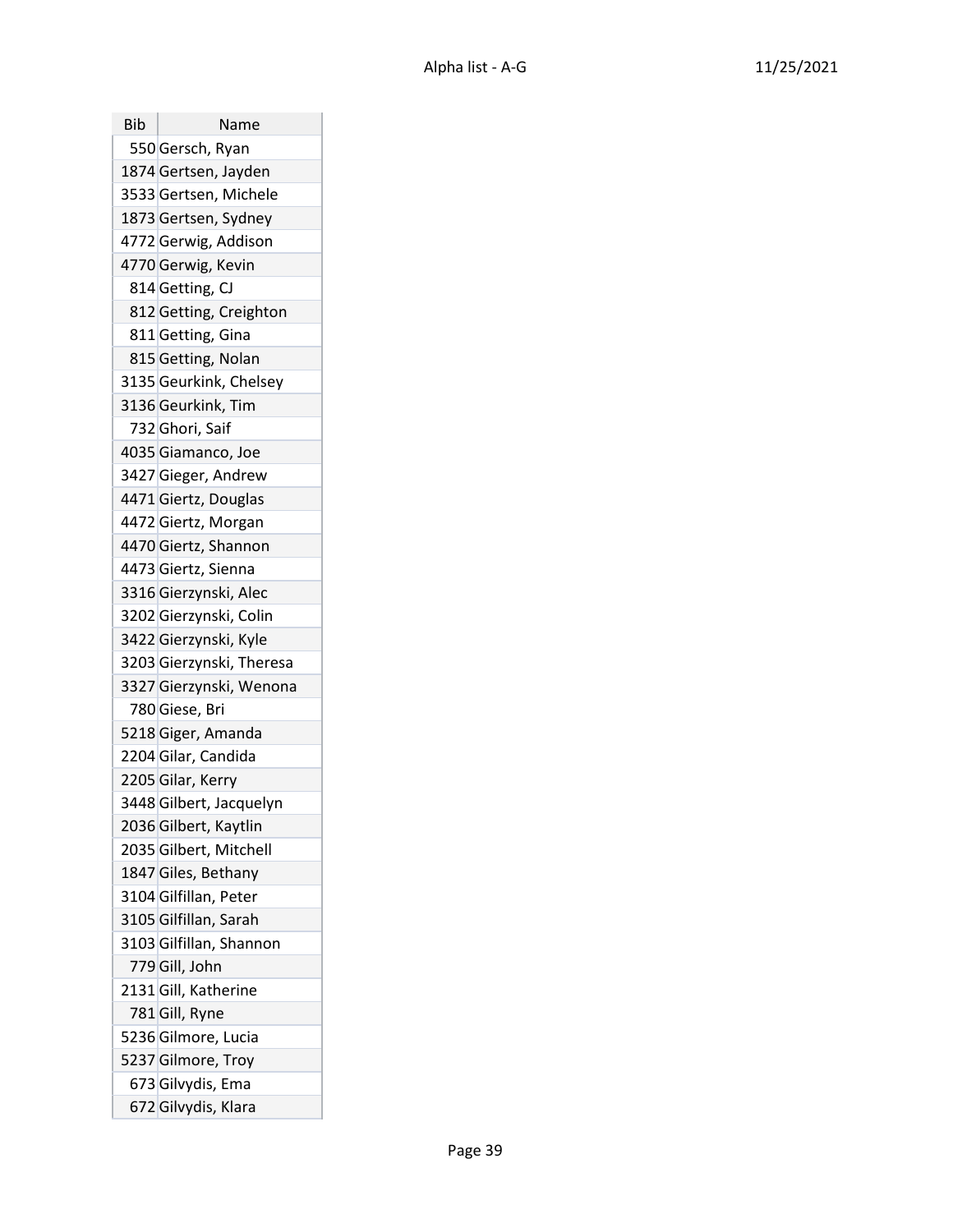| Bib | Name |
|---|---|
| 550 | Gersch, Ryan |
| 1874 | Gertsen, Jayden |
| 3533 | Gertsen, Michele |
| 1873 | Gertsen, Sydney |
| 4772 | Gerwig, Addison |
| 4770 | Gerwig, Kevin |
| 814 | Getting, CJ |
| 812 | Getting, Creighton |
| 811 | Getting, Gina |
| 815 | Getting, Nolan |
| 3135 | Geurkink, Chelsey |
| 3136 | Geurkink, Tim |
| 732 | Ghori, Saif |
| 4035 | Giamanco, Joe |
| 3427 | Gieger, Andrew |
| 4471 | Giertz, Douglas |
| 4472 | Giertz, Morgan |
| 4470 | Giertz, Shannon |
| 4473 | Giertz, Sienna |
| 3316 | Gierzynski, Alec |
| 3202 | Gierzynski, Colin |
| 3422 | Gierzynski, Kyle |
| 3203 | Gierzynski, Theresa |
| 3327 | Gierzynski, Wenona |
| 780 | Giese, Bri |
| 5218 | Giger, Amanda |
| 2204 | Gilar, Candida |
| 2205 | Gilar, Kerry |
| 3448 | Gilbert, Jacquelyn |
| 2036 | Gilbert, Kaytlin |
| 2035 | Gilbert, Mitchell |
| 1847 | Giles, Bethany |
| 3104 | Gilfillan, Peter |
| 3105 | Gilfillan, Sarah |
| 3103 | Gilfillan, Shannon |
| 779 | Gill, John |
| 2131 | Gill, Katherine |
| 781 | Gill, Ryne |
| 5236 | Gilmore, Lucia |
| 5237 | Gilmore, Troy |
| 673 | Gilvydis, Ema |
| 672 | Gilvydis, Klara |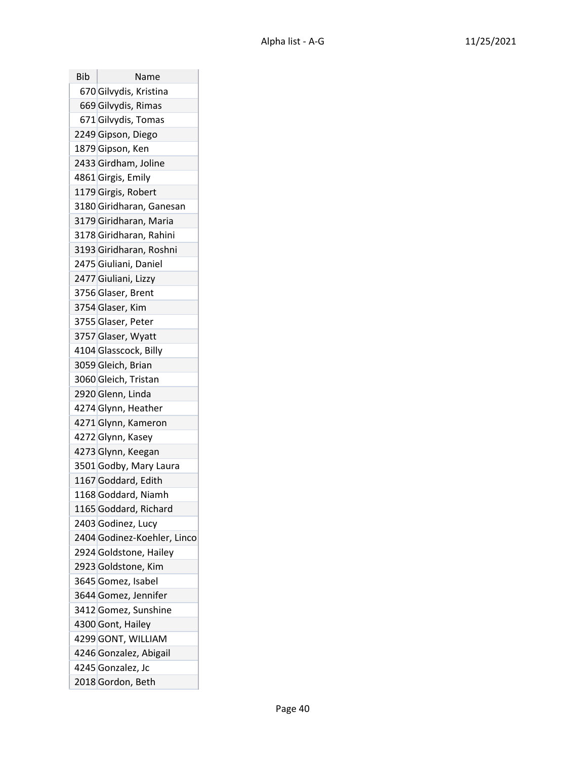| Bib | Name |
| --- | --- |
| 670 | Gilvydis, Kristina |
| 669 | Gilvydis, Rimas |
| 671 | Gilvydis, Tomas |
| 2249 | Gipson, Diego |
| 1879 | Gipson, Ken |
| 2433 | Girdham, Joline |
| 4861 | Girgis, Emily |
| 1179 | Girgis, Robert |
| 3180 | Giridharan, Ganesan |
| 3179 | Giridharan, Maria |
| 3178 | Giridharan, Rahini |
| 3193 | Giridharan, Roshni |
| 2475 | Giuliani, Daniel |
| 2477 | Giuliani, Lizzy |
| 3756 | Glaser, Brent |
| 3754 | Glaser, Kim |
| 3755 | Glaser, Peter |
| 3757 | Glaser, Wyatt |
| 4104 | Glasscock, Billy |
| 3059 | Gleich, Brian |
| 3060 | Gleich, Tristan |
| 2920 | Glenn, Linda |
| 4274 | Glynn, Heather |
| 4271 | Glynn, Kameron |
| 4272 | Glynn, Kasey |
| 4273 | Glynn, Keegan |
| 3501 | Godby, Mary Laura |
| 1167 | Goddard, Edith |
| 1168 | Goddard, Niamh |
| 1165 | Goddard, Richard |
| 2403 | Godinez, Lucy |
| 2404 | Godinez-Koehler, Linco |
| 2924 | Goldstone, Hailey |
| 2923 | Goldstone, Kim |
| 3645 | Gomez, Isabel |
| 3644 | Gomez, Jennifer |
| 3412 | Gomez, Sunshine |
| 4300 | Gont, Hailey |
| 4299 | GONT, WILLIAM |
| 4246 | Gonzalez, Abigail |
| 4245 | Gonzalez, Jc |
| 2018 | Gordon, Beth |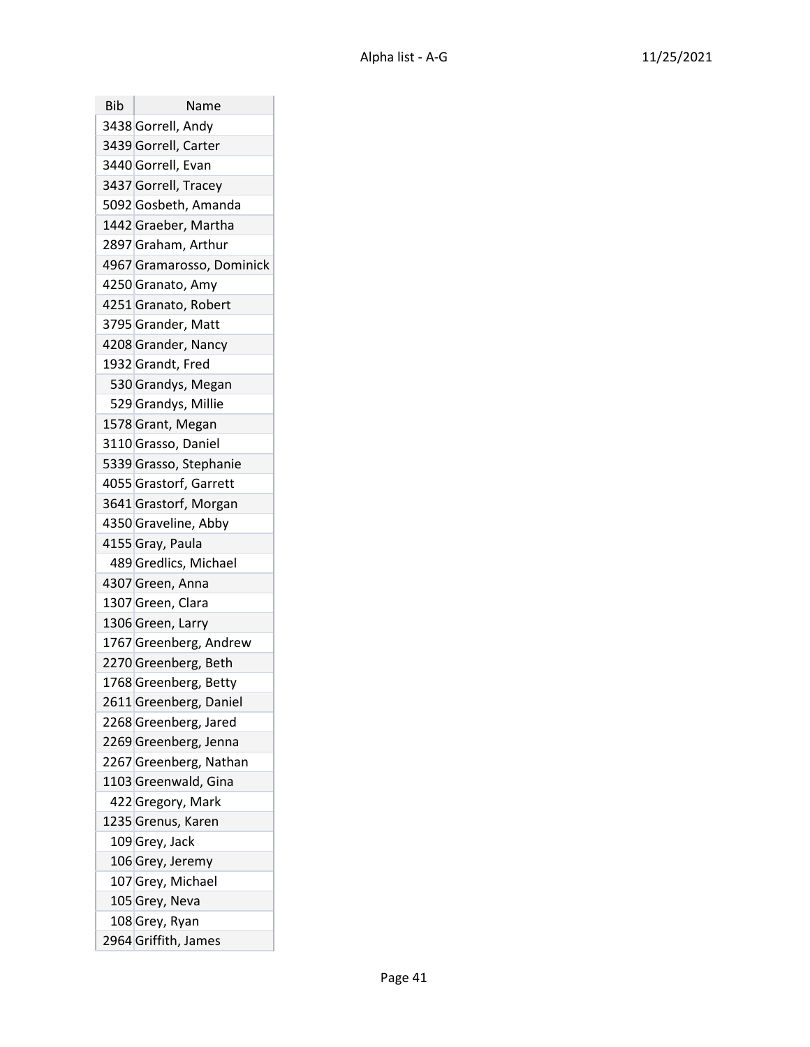| Bib | Name |
|---|---|
| 3438 | Gorrell, Andy |
| 3439 | Gorrell, Carter |
| 3440 | Gorrell, Evan |
| 3437 | Gorrell, Tracey |
| 5092 | Gosbeth, Amanda |
| 1442 | Graeber, Martha |
| 2897 | Graham, Arthur |
| 4967 | Gramarosso, Dominick |
| 4250 | Granato, Amy |
| 4251 | Granato, Robert |
| 3795 | Grander, Matt |
| 4208 | Grander, Nancy |
| 1932 | Grandt, Fred |
| 530 | Grandys, Megan |
| 529 | Grandys, Millie |
| 1578 | Grant, Megan |
| 3110 | Grasso, Daniel |
| 5339 | Grasso, Stephanie |
| 4055 | Grastorf, Garrett |
| 3641 | Grastorf, Morgan |
| 4350 | Graveline, Abby |
| 4155 | Gray, Paula |
| 489 | Gredlics, Michael |
| 4307 | Green, Anna |
| 1307 | Green, Clara |
| 1306 | Green, Larry |
| 1767 | Greenberg, Andrew |
| 2270 | Greenberg, Beth |
| 1768 | Greenberg, Betty |
| 2611 | Greenberg, Daniel |
| 2268 | Greenberg, Jared |
| 2269 | Greenberg, Jenna |
| 2267 | Greenberg, Nathan |
| 1103 | Greenwald, Gina |
| 422 | Gregory, Mark |
| 1235 | Grenus, Karen |
| 109 | Grey, Jack |
| 106 | Grey, Jeremy |
| 107 | Grey, Michael |
| 105 | Grey, Neva |
| 108 | Grey, Ryan |
| 2964 | Griffith, James |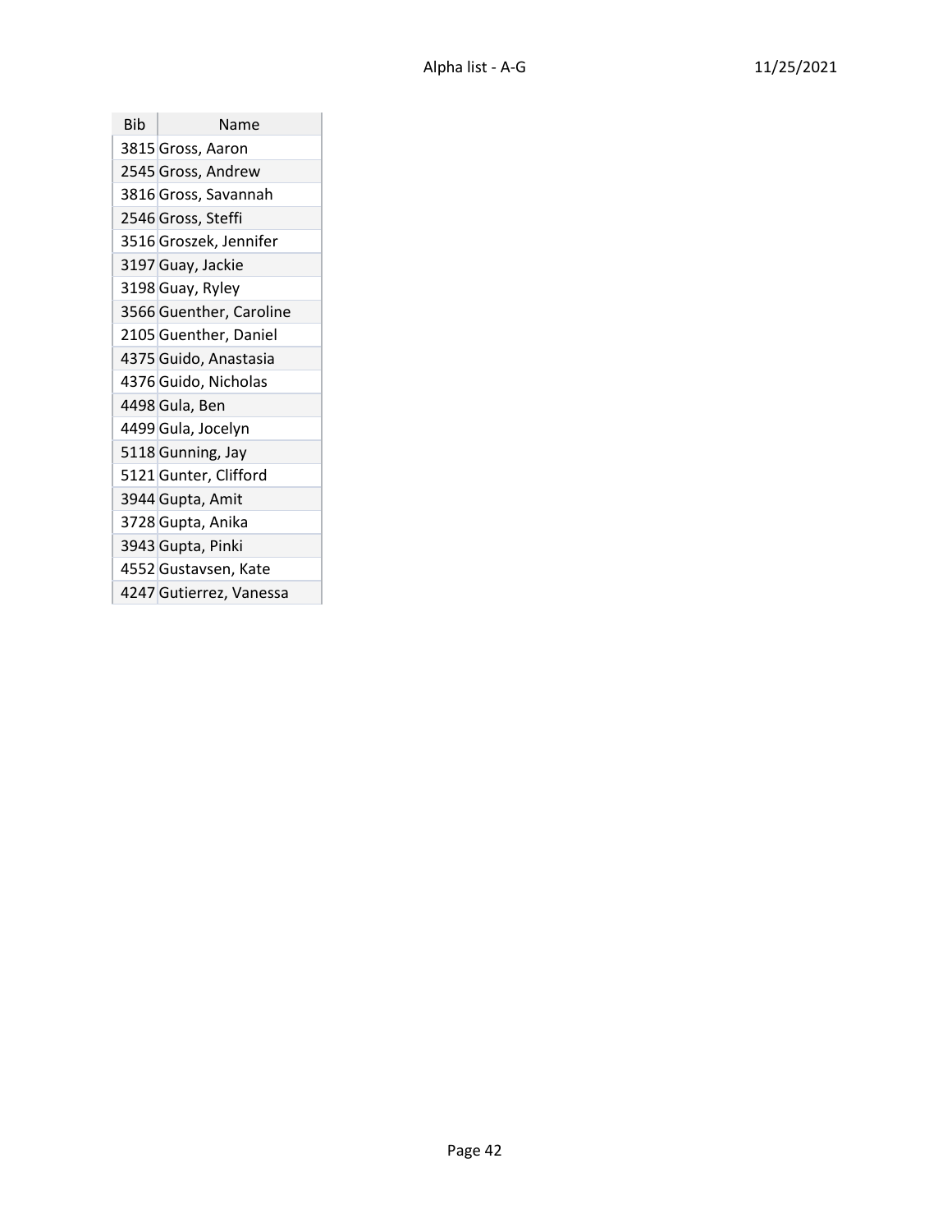| Bib | Name |
|---|---|
| 3815 | Gross, Aaron |
| 2545 | Gross, Andrew |
| 3816 | Gross, Savannah |
| 2546 | Gross, Steffi |
| 3516 | Groszek, Jennifer |
| 3197 | Guay, Jackie |
| 3198 | Guay, Ryley |
| 3566 | Guenther, Caroline |
| 2105 | Guenther, Daniel |
| 4375 | Guido, Anastasia |
| 4376 | Guido, Nicholas |
| 4498 | Gula, Ben |
| 4499 | Gula, Jocelyn |
| 5118 | Gunning, Jay |
| 5121 | Gunter, Clifford |
| 3944 | Gupta, Amit |
| 3728 | Gupta, Anika |
| 3943 | Gupta, Pinki |
| 4552 | Gustavsen, Kate |
| 4247 | Gutierrez, Vanessa |